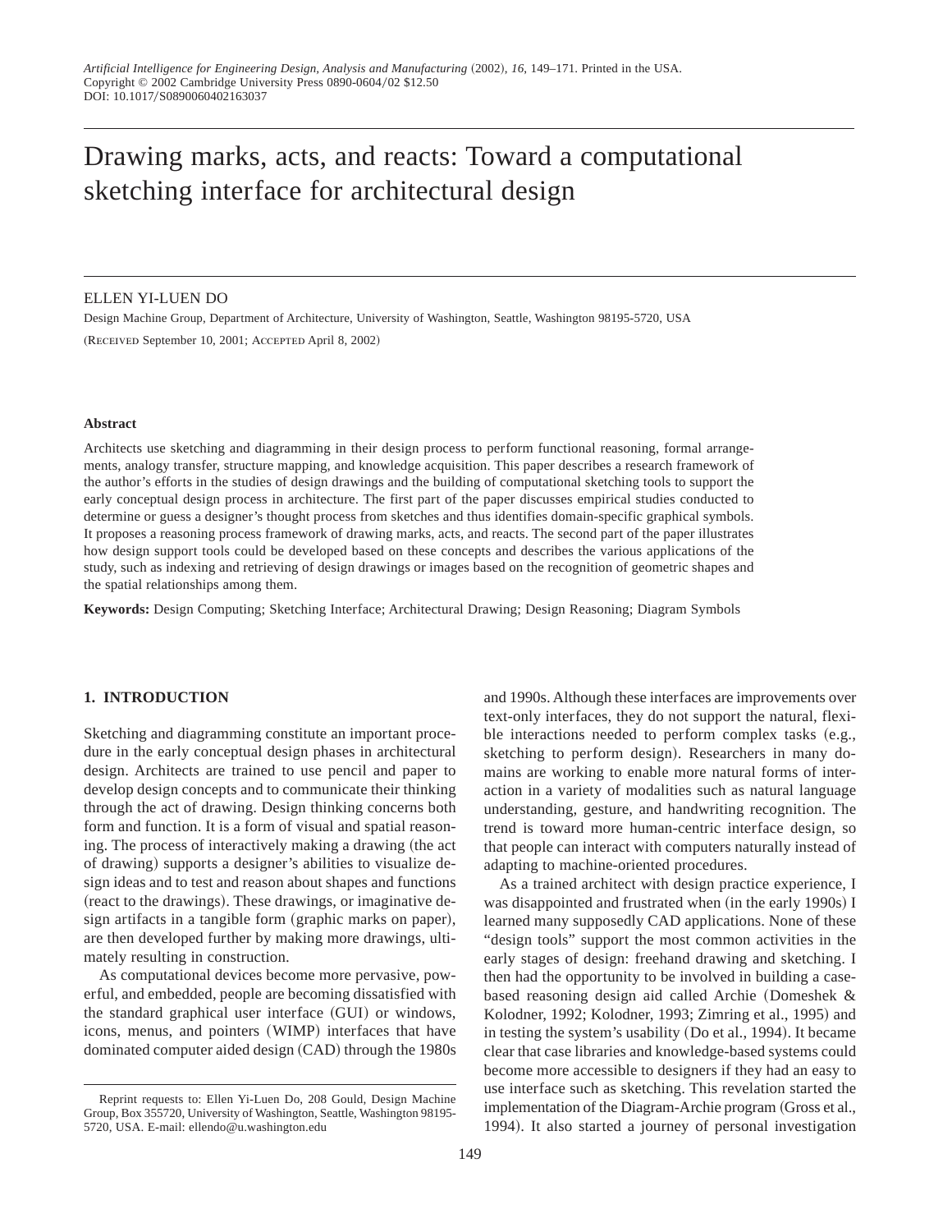# Drawing marks, acts, and reacts: Toward a computational sketching interface for architectural design

ELLEN YI-LUEN DO

Design Machine Group, Department of Architecture, University of Washington, Seattle, Washington 98195-5720, USA

(Received September 10, 2001; Accepted April 8, 2002)

## Abstract

Architects use sketching and diagramming in their design process to perform functional reasoning, formal arrangements, analogy transfer, structure mapping, and knowledge acquisition. This paper describes a research framework of the author's efforts in the studies of design drawings and the building of computational sketching tools to support the early conceptual design process in architecture. The first part of the paper discusses empirical studies conducted to determine or guess a designer's thought process from sketches and thus identifies domain-specific graphical symbols. It proposes a reasoning process framework of drawing marks, acts, and reacts. The second part of the paper illustrates how design support tools could be developed based on these concepts and describes the various applications of the study, such as indexing and retrieving of design drawings or images based on the recognition of geometric shapes and the spatial relationships among them.

**Keywords:** Design Computing; Sketching Interface; Architectural Drawing; Design Reasoning; Diagram Symbols

## 1. INTRODUCTION

Sketching and diagramming constitute an important procedure in the early conceptual design phases in architectural design. Architects are trained to use pencil and paper to develop design concepts and to communicate their thinking through the act of drawing. Design thinking concerns both form and function. It is a form of visual and spatial reasoning. The process of interactively making a drawing (the act of drawing) supports a designer's abilities to visualize design ideas and to test and reason about shapes and functions (react to the drawings). These drawings, or imaginative design artifacts in a tangible form (graphic marks on paper), are then developed further by making more drawings, ultimately resulting in construction.

As computational devices become more pervasive, powerful, and embedded, people are becoming dissatisfied with the standard graphical user interface (GUI) or windows, icons, menus, and pointers (WIMP) interfaces that have dominated computer aided design (CAD) through the 1980s and 1990s. Although these interfaces are improvements over text-only interfaces, they do not support the natural, flexible interactions needed to perform complex tasks (e.g., sketching to perform design). Researchers in many domains are working to enable more natural forms of interaction in a variety of modalities such as natural language understanding, gesture, and handwriting recognition. The trend is toward more human-centric interface design, so that people can interact with computers naturally instead of adapting to machine-oriented procedures.

As a trained architect with design practice experience, I was disappointed and frustrated when (in the early 1990s) I learned many supposedly CAD applications. None of these "design tools" support the most common activities in the early stages of design: freehand drawing and sketching. I then had the opportunity to be involved in building a case-based reasoning design aid called Archie (Domeshek & Kolodner, 1992; Kolodner, 1993; Zimring et al., 1995) and in testing the system's usability (Do et al., 1994). It became clear that case libraries and knowledge-based systems could become more accessible to designers if they had an easy to use interface such as sketching. This revelation started the implementation of the Diagram-Archie program (Gross et al., 1994). It also started a journey of personal investigation

Reprint requests to: Ellen Yi-Luen Do, 208 Gould, Design Machine Group, Box 355720, University of Washington, Seattle, Washington 98195-5720, USA. E-mail: ellendo@u.washington.edu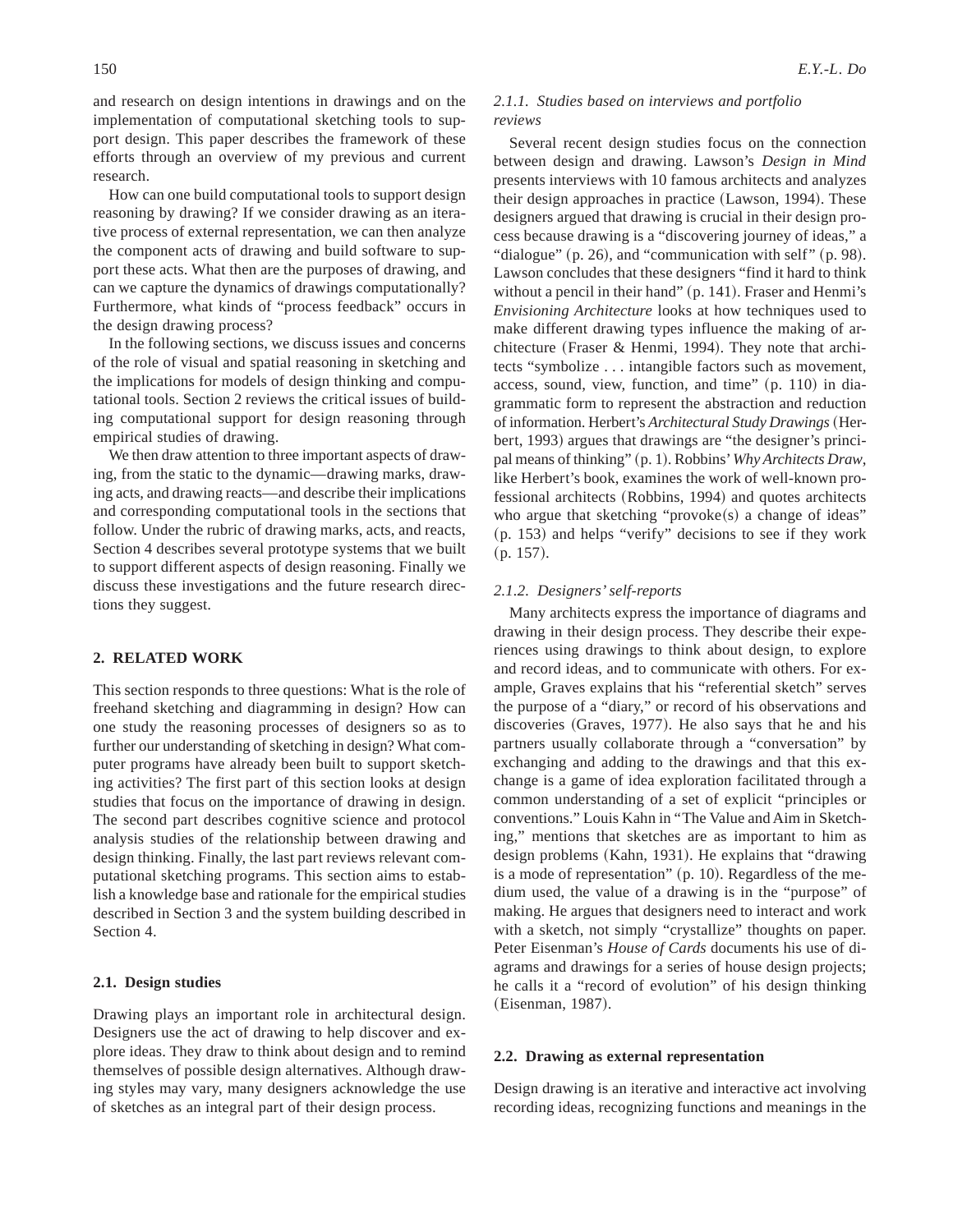and research on design intentions in drawings and on the implementation of computational sketching tools to support design. This paper describes the framework of these efforts through an overview of my previous and current research.

How can one build computational tools to support design reasoning by drawing? If we consider drawing as an iterative process of external representation, we can then analyze the component acts of drawing and build software to support these acts. What then are the purposes of drawing, and can we capture the dynamics of drawings computationally? Furthermore, what kinds of "process feedback" occurs in the design drawing process?

In the following sections, we discuss issues and concerns of the role of visual and spatial reasoning in sketching and the implications for models of design thinking and computational tools. Section 2 reviews the critical issues of building computational support for design reasoning through empirical studies of drawing.

We then draw attention to three important aspects of drawing, from the static to the dynamic—drawing marks, drawing acts, and drawing reacts—and describe their implications and corresponding computational tools in the sections that follow. Under the rubric of drawing marks, acts, and reacts, Section 4 describes several prototype systems that we built to support different aspects of design reasoning. Finally we discuss these investigations and the future research directions they suggest.

## 2. RELATED WORK

This section responds to three questions: What is the role of freehand sketching and diagramming in design? How can one study the reasoning processes of designers so as to further our understanding of sketching in design? What computer programs have already been built to support sketching activities? The first part of this section looks at design studies that focus on the importance of drawing in design. The second part describes cognitive science and protocol analysis studies of the relationship between drawing and design thinking. Finally, the last part reviews relevant computational sketching programs. This section aims to establish a knowledge base and rationale for the empirical studies described in Section 3 and the system building described in Section 4.

### 2.1. Design studies

Drawing plays an important role in architectural design. Designers use the act of drawing to help discover and explore ideas. They draw to think about design and to remind themselves of possible design alternatives. Although drawing styles may vary, many designers acknowledge the use of sketches as an integral part of their design process.

#### *2.1.1. Studies based on interviews and portfolio reviews*

Several recent design studies focus on the connection between design and drawing. Lawson's *Design in Mind* presents interviews with 10 famous architects and analyzes their design approaches in practice (Lawson, 1994). These designers argued that drawing is crucial in their design process because drawing is a "discovering journey of ideas," a "dialogue" (p. 26), and "communication with self" (p. 98). Lawson concludes that these designers "find it hard to think without a pencil in their hand" (p. 141). Fraser and Henmi's *Envisioning Architecture* looks at how techniques used to make different drawing types influence the making of architecture (Fraser & Henmi, 1994). They note that architects "symbolize . . . intangible factors such as movement, access, sound, view, function, and time" (p. 110) in diagrammatic form to represent the abstraction and reduction of information. Herbert's *Architectural Study Drawings* (Herbert, 1993) argues that drawings are "the designer's principal means of thinking" (p. 1). Robbins' *Why Architects Draw*, like Herbert's book, examines the work of well-known professional architects (Robbins, 1994) and quotes architects who argue that sketching "provoke(s) a change of ideas" (p. 153) and helps "verify" decisions to see if they work (p. 157).

#### *2.1.2. Designers' self-reports*

Many architects express the importance of diagrams and drawing in their design process. They describe their experiences using drawings to think about design, to explore and record ideas, and to communicate with others. For example, Graves explains that his "referential sketch" serves the purpose of a "diary," or record of his observations and discoveries (Graves, 1977). He also says that he and his partners usually collaborate through a "conversation" by exchanging and adding to the drawings and that this exchange is a game of idea exploration facilitated through a common understanding of a set of explicit "principles or conventions." Louis Kahn in "The Value and Aim in Sketching," mentions that sketches are as important to him as design problems (Kahn, 1931). He explains that "drawing is a mode of representation" (p. 10). Regardless of the medium used, the value of a drawing is in the "purpose" of making. He argues that designers need to interact and work with a sketch, not simply "crystallize" thoughts on paper. Peter Eisenman's *House of Cards* documents his use of diagrams and drawings for a series of house design projects; he calls it a "record of evolution" of his design thinking (Eisenman, 1987).

### 2.2. Drawing as external representation

Design drawing is an iterative and interactive act involving recording ideas, recognizing functions and meanings in the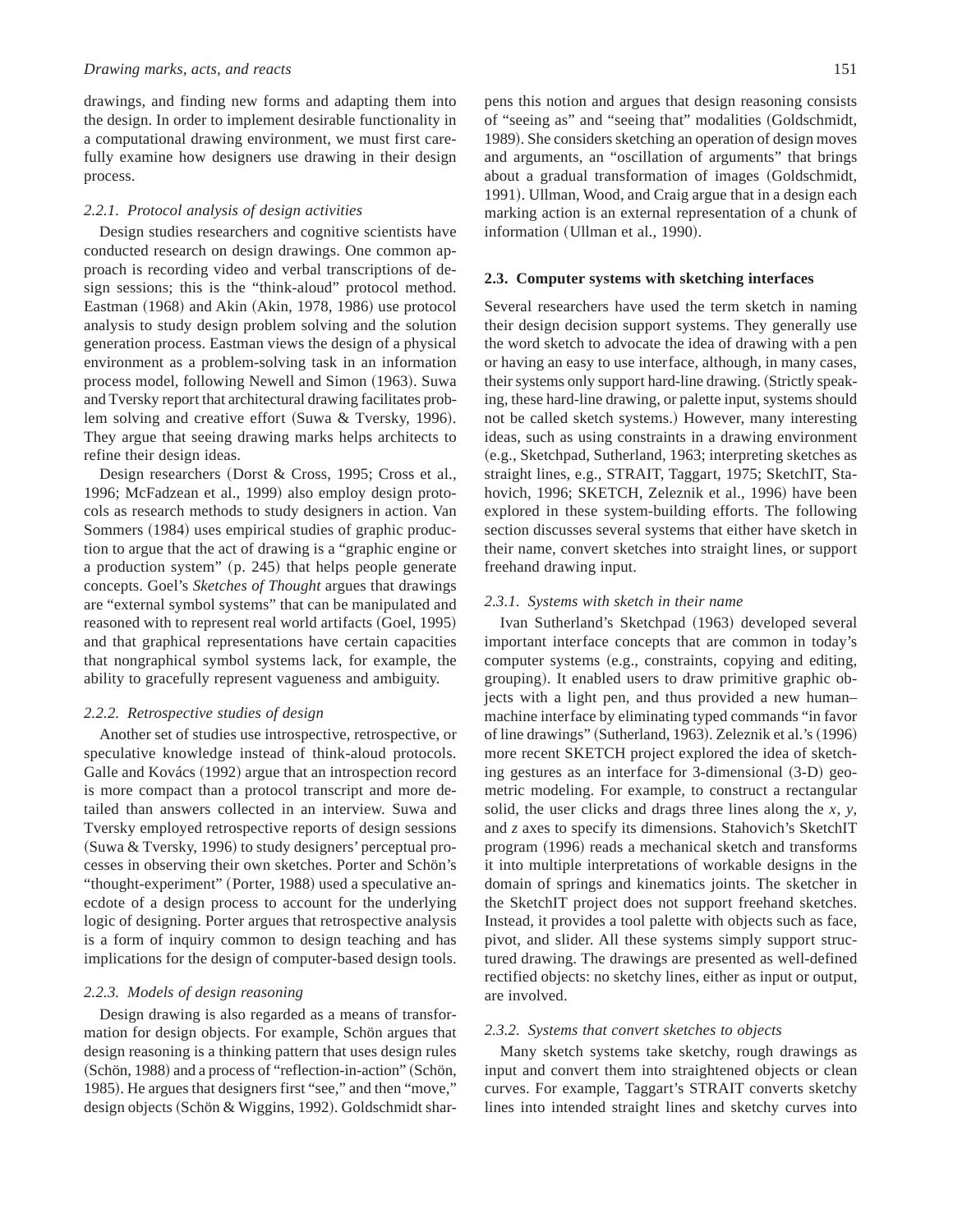drawings, and finding new forms and adapting them into the design. In order to implement desirable functionality in a computational drawing environment, we must first carefully examine how designers use drawing in their design process.

### *2.2.1. Protocol analysis of design activities*

Design studies researchers and cognitive scientists have conducted research on design drawings. One common approach is recording video and verbal transcriptions of design sessions; this is the "think-aloud" protocol method. Eastman (1968) and Akin (Akin, 1978, 1986) use protocol analysis to study design problem solving and the solution generation process. Eastman views the design of a physical environment as a problem-solving task in an information process model, following Newell and Simon (1963). Suwa and Tversky report that architectural drawing facilitates problem solving and creative effort (Suwa & Tversky, 1996). They argue that seeing drawing marks helps architects to refine their design ideas.

Design researchers (Dorst & Cross, 1995; Cross et al., 1996; McFadzean et al., 1999) also employ design protocols as research methods to study designers in action. Van Sommers (1984) uses empirical studies of graphic production to argue that the act of drawing is a "graphic engine or a production system" (p. 245) that helps people generate concepts. Goel's *Sketches of Thought* argues that drawings are "external symbol systems" that can be manipulated and reasoned with to represent real world artifacts (Goel, 1995) and that graphical representations have certain capacities that nongraphical symbol systems lack, for example, the ability to gracefully represent vagueness and ambiguity.

### *2.2.2. Retrospective studies of design*

Another set of studies use introspective, retrospective, or speculative knowledge instead of think-aloud protocols. Galle and Kovács (1992) argue that an introspection record is more compact than a protocol transcript and more detailed than answers collected in an interview. Suwa and Tversky employed retrospective reports of design sessions (Suwa & Tversky, 1996) to study designers' perceptual processes in observing their own sketches. Porter and Schön's "thought-experiment" (Porter, 1988) used a speculative anecdote of a design process to account for the underlying logic of designing. Porter argues that retrospective analysis is a form of inquiry common to design teaching and has implications for the design of computer-based design tools.

### *2.2.3. Models of design reasoning*

Design drawing is also regarded as a means of transformation for design objects. For example, Schön argues that design reasoning is a thinking pattern that uses design rules (Schön, 1988) and a process of "reflection-in-action" (Schön, 1985). He argues that designers first "see," and then "move," design objects (Schön & Wiggins, 1992). Goldschmidt sharpens this notion and argues that design reasoning consists of "seeing as" and "seeing that" modalities (Goldschmidt, 1989). She considers sketching an operation of design moves and arguments, an "oscillation of arguments" that brings about a gradual transformation of images (Goldschmidt, 1991). Ullman, Wood, and Craig argue that in a design each marking action is an external representation of a chunk of information (Ullman et al., 1990).

## **2.3. Computer systems with sketching interfaces**

Several researchers have used the term sketch in naming their design decision support systems. They generally use the word sketch to advocate the idea of drawing with a pen or having an easy to use interface, although, in many cases, their systems only support hard-line drawing. (Strictly speaking, these hard-line drawing, or palette input, systems should not be called sketch systems.) However, many interesting ideas, such as using constraints in a drawing environment (e.g., Sketchpad, Sutherland, 1963; interpreting sketches as straight lines, e.g., STRAIT, Taggart, 1975; SketchIT, Stahovich, 1996; SKETCH, Zeleznik et al., 1996) have been explored in these system-building efforts. The following section discusses several systems that either have sketch in their name, convert sketches into straight lines, or support freehand drawing input.

### *2.3.1. Systems with sketch in their name*

Ivan Sutherland's Sketchpad (1963) developed several important interface concepts that are common in today's computer systems (e.g., constraints, copying and editing, grouping). It enabled users to draw primitive graphic objects with a light pen, and thus provided a new human–machine interface by eliminating typed commands "in favor of line drawings" (Sutherland, 1963). Zeleznik et al.'s (1996) more recent SKETCH project explored the idea of sketching gestures as an interface for 3-dimensional (3-D) geometric modeling. For example, to construct a rectangular solid, the user clicks and drags three lines along the $x$, $y$, and $z$ axes to specify its dimensions. Stahovich's SketchIT program (1996) reads a mechanical sketch and transforms it into multiple interpretations of workable designs in the domain of springs and kinematics joints. The sketcher in the SketchIT project does not support freehand sketches. Instead, it provides a tool palette with objects such as face, pivot, and slider. All these systems simply support structured drawing. The drawings are presented as well-defined rectified objects: no sketchy lines, either as input or output, are involved.

### *2.3.2. Systems that convert sketches to objects*

Many sketch systems take sketchy, rough drawings as input and convert them into straightened objects or clean curves. For example, Taggart's STRAIT converts sketchy lines into intended straight lines and sketchy curves into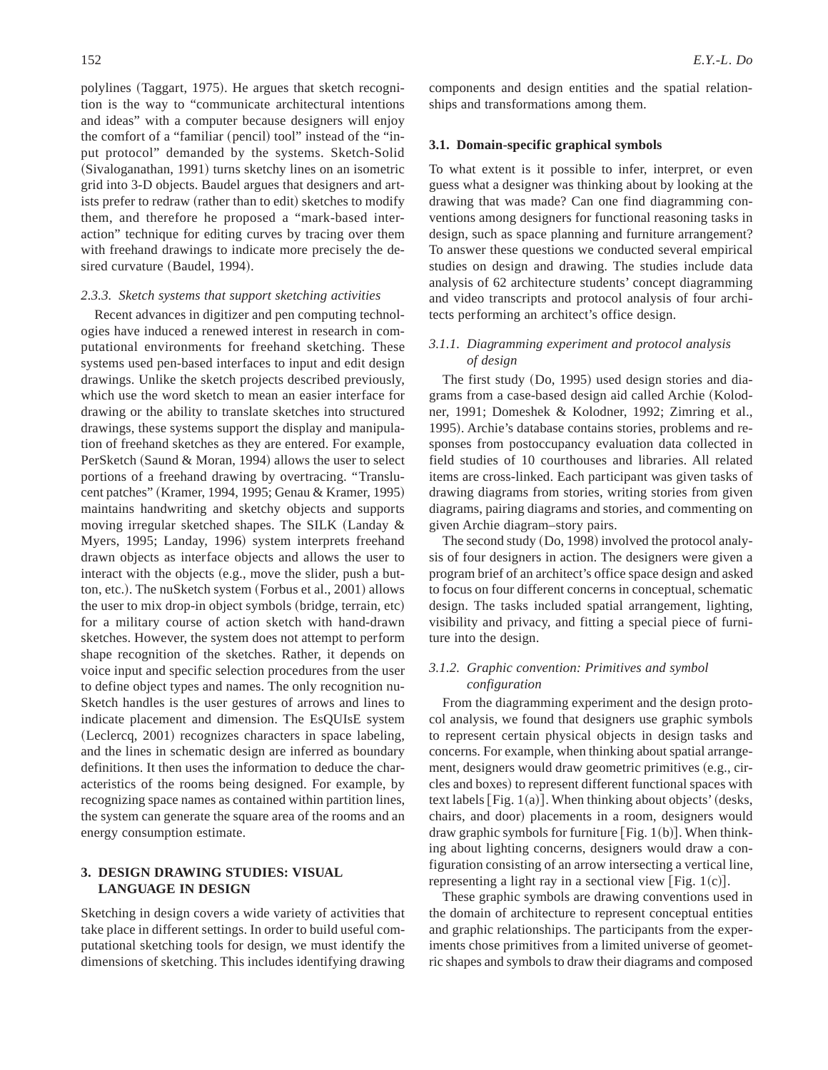polylines (Taggart, 1975). He argues that sketch recognition is the way to "communicate architectural intentions and ideas" with a computer because designers will enjoy the comfort of a "familiar (pencil) tool" instead of the "input protocol" demanded by the systems. Sketch-Solid (Sivaloganathan, 1991) turns sketchy lines on an isometric grid into 3-D objects. Baudel argues that designers and artists prefer to redraw (rather than to edit) sketches to modify them, and therefore he proposed a "mark-based interaction" technique for editing curves by tracing over them with freehand drawings to indicate more precisely the desired curvature (Baudel, 1994).

#### *2.3.3. Sketch systems that support sketching activities*

Recent advances in digitizer and pen computing technologies have induced a renewed interest in research in computational environments for freehand sketching. These systems used pen-based interfaces to input and edit design drawings. Unlike the sketch projects described previously, which use the word sketch to mean an easier interface for drawing or the ability to translate sketches into structured drawings, these systems support the display and manipulation of freehand sketches as they are entered. For example, PerSketch (Saund & Moran, 1994) allows the user to select portions of a freehand drawing by overtracing. "Translucent patches" (Kramer, 1994, 1995; Genau & Kramer, 1995) maintains handwriting and sketchy objects and supports moving irregular sketched shapes. The SILK (Landay & Myers, 1995; Landay, 1996) system interprets freehand drawn objects as interface objects and allows the user to interact with the objects (e.g., move the slider, push a button, etc.). The nuSketch system (Forbus et al., 2001) allows the user to mix drop-in object symbols (bridge, terrain, etc) for a military course of action sketch with hand-drawn sketches. However, the system does not attempt to perform shape recognition of the sketches. Rather, it depends on voice input and specific selection procedures from the user to define object types and names. The only recognition nuSketch handles is the user gestures of arrows and lines to indicate placement and dimension. The EsQUIsE system (Leclercq, 2001) recognizes characters in space labeling, and the lines in schematic design are inferred as boundary definitions. It then uses the information to deduce the characteristics of the rooms being designed. For example, by recognizing space names as contained within partition lines, the system can generate the square area of the rooms and an energy consumption estimate.

## 3. DESIGN DRAWING STUDIES: VISUAL LANGUAGE IN DESIGN

Sketching in design covers a wide variety of activities that take place in different settings. In order to build useful computational sketching tools for design, we must identify the dimensions of sketching. This includes identifying drawing components and design entities and the spatial relationships and transformations among them.

### 3.1. Domain-specific graphical symbols

To what extent is it possible to infer, interpret, or even guess what a designer was thinking about by looking at the drawing that was made? Can one find diagramming conventions among designers for functional reasoning tasks in design, such as space planning and furniture arrangement? To answer these questions we conducted several empirical studies on design and drawing. The studies include data analysis of 62 architecture students' concept diagramming and video transcripts and protocol analysis of four architects performing an architect's office design.

#### *3.1.1. Diagramming experiment and protocol analysis of design*

The first study (Do, 1995) used design stories and diagrams from a case-based design aid called Archie (Kolodner, 1991; Domeshek & Kolodner, 1992; Zimring et al., 1995). Archie's database contains stories, problems and responses from postoccupancy evaluation data collected in field studies of 10 courthouses and libraries. All related items are cross-linked. Each participant was given tasks of drawing diagrams from stories, writing stories from given diagrams, pairing diagrams and stories, and commenting on given Archie diagram–story pairs.

The second study (Do, 1998) involved the protocol analysis of four designers in action. The designers were given a program brief of an architect's office space design and asked to focus on four different concerns in conceptual, schematic design. The tasks included spatial arrangement, lighting, visibility and privacy, and fitting a special piece of furniture into the design.

#### *3.1.2. Graphic convention: Primitives and symbol configuration*

From the diagramming experiment and the design protocol analysis, we found that designers use graphic symbols to represent certain physical objects in design tasks and concerns. For example, when thinking about spatial arrangement, designers would draw geometric primitives (e.g., circles and boxes) to represent different functional spaces with text labels [Fig. 1(a)]. When thinking about objects' (desks, chairs, and door) placements in a room, designers would draw graphic symbols for furniture [Fig. 1(b)]. When thinking about lighting concerns, designers would draw a configuration consisting of an arrow intersecting a vertical line, representing a light ray in a sectional view [Fig. 1(c)].

These graphic symbols are drawing conventions used in the domain of architecture to represent conceptual entities and graphic relationships. The participants from the experiments chose primitives from a limited universe of geometric shapes and symbols to draw their diagrams and composed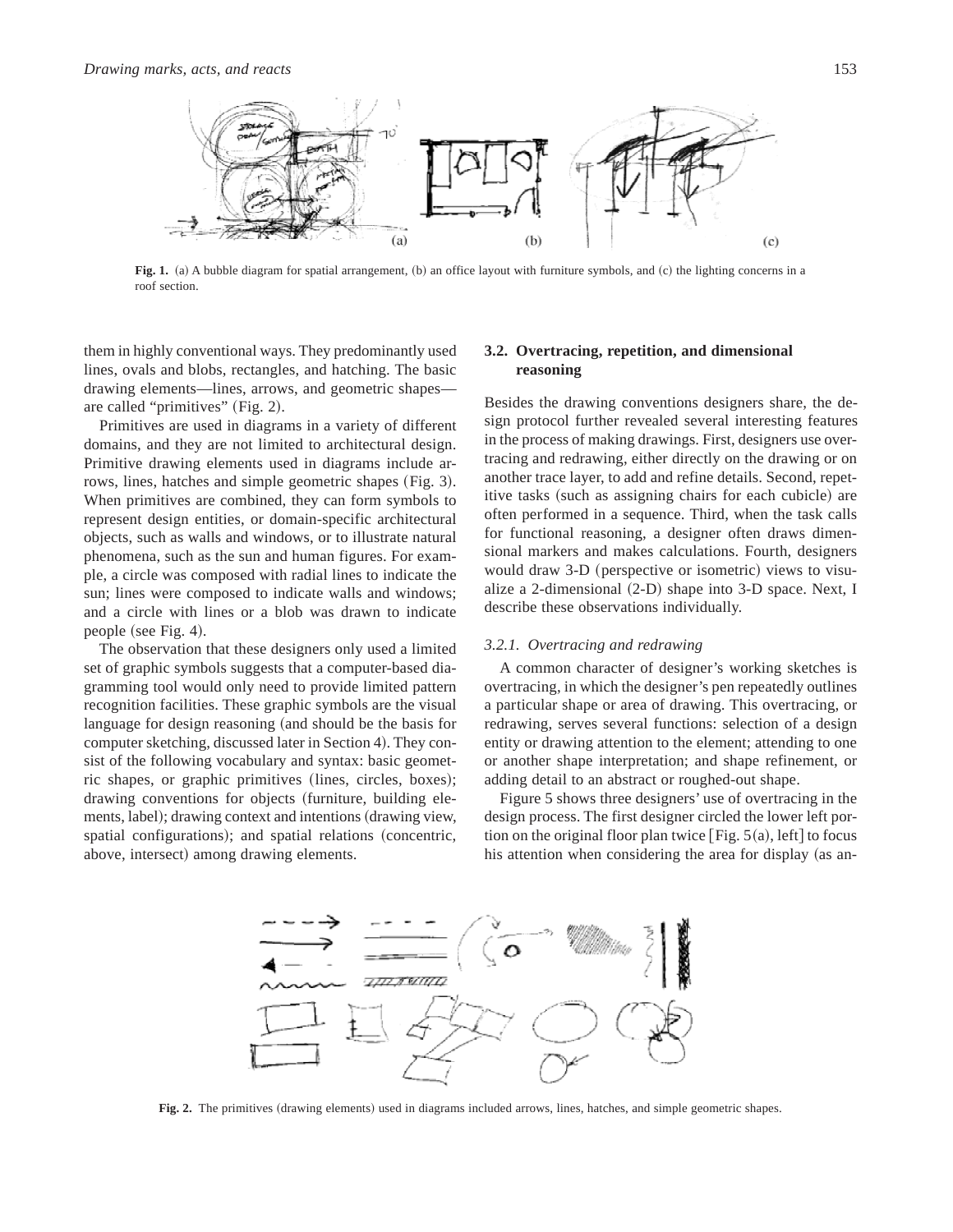Fig. 1. (a) A bubble diagram for spatial arrangement, (b) an office layout with furniture symbols, and (c) the lighting concerns in a roof section.

them in highly conventional ways. They predominantly used lines, ovals and blobs, rectangles, and hatching. The basic drawing elements—lines, arrows, and geometric shapes—are called "primitives" (Fig. 2).

Primitives are used in diagrams in a variety of different domains, and they are not limited to architectural design. Primitive drawing elements used in diagrams include arrows, lines, hatches and simple geometric shapes (Fig. 3). When primitives are combined, they can form symbols to represent design entities, or domain-specific architectural objects, such as walls and windows, or to illustrate natural phenomena, such as the sun and human figures. For example, a circle was composed with radial lines to indicate the sun; lines were composed to indicate walls and windows; and a circle with lines or a blob was drawn to indicate people (see Fig. 4).

The observation that these designers only used a limited set of graphic symbols suggests that a computer-based diagramming tool would only need to provide limited pattern recognition facilities. These graphic symbols are the visual language for design reasoning (and should be the basis for computer sketching, discussed later in Section 4). They consist of the following vocabulary and syntax: basic geometric shapes, or graphic primitives (lines, circles, boxes); drawing conventions for objects (furniture, building elements, label); drawing context and intentions (drawing view, spatial configurations); and spatial relations (concentric, above, intersect) among drawing elements.

### 3.2. Overtracing, repetition, and dimensional reasoning

Besides the drawing conventions designers share, the design protocol further revealed several interesting features in the process of making drawings. First, designers use overtracing and redrawing, either directly on the drawing or on another trace layer, to add and refine details. Second, repetitive tasks (such as assigning chairs for each cubicle) are often performed in a sequence. Third, when the task calls for functional reasoning, a designer often draws dimensional markers and makes calculations. Fourth, designers would draw 3-D (perspective or isometric) views to visualize a 2-dimensional (2-D) shape into 3-D space. Next, I describe these observations individually.

#### *3.2.1. Overtracing and redrawing*

A common character of designer's working sketches is overtracing, in which the designer's pen repeatedly outlines a particular shape or area of drawing. This overtracing, or redrawing, serves several functions: selection of a design entity or drawing attention to the element; attending to one or another shape interpretation; and shape refinement, or adding detail to an abstract or roughed-out shape.

Figure 5 shows three designers' use of overtracing in the design process. The first designer circled the lower left portion on the original floor plan twice [Fig. 5(a), left] to focus his attention when considering the area for display (as an-

Fig. 2. The primitives (drawing elements) used in diagrams included arrows, lines, hatches, and simple geometric shapes.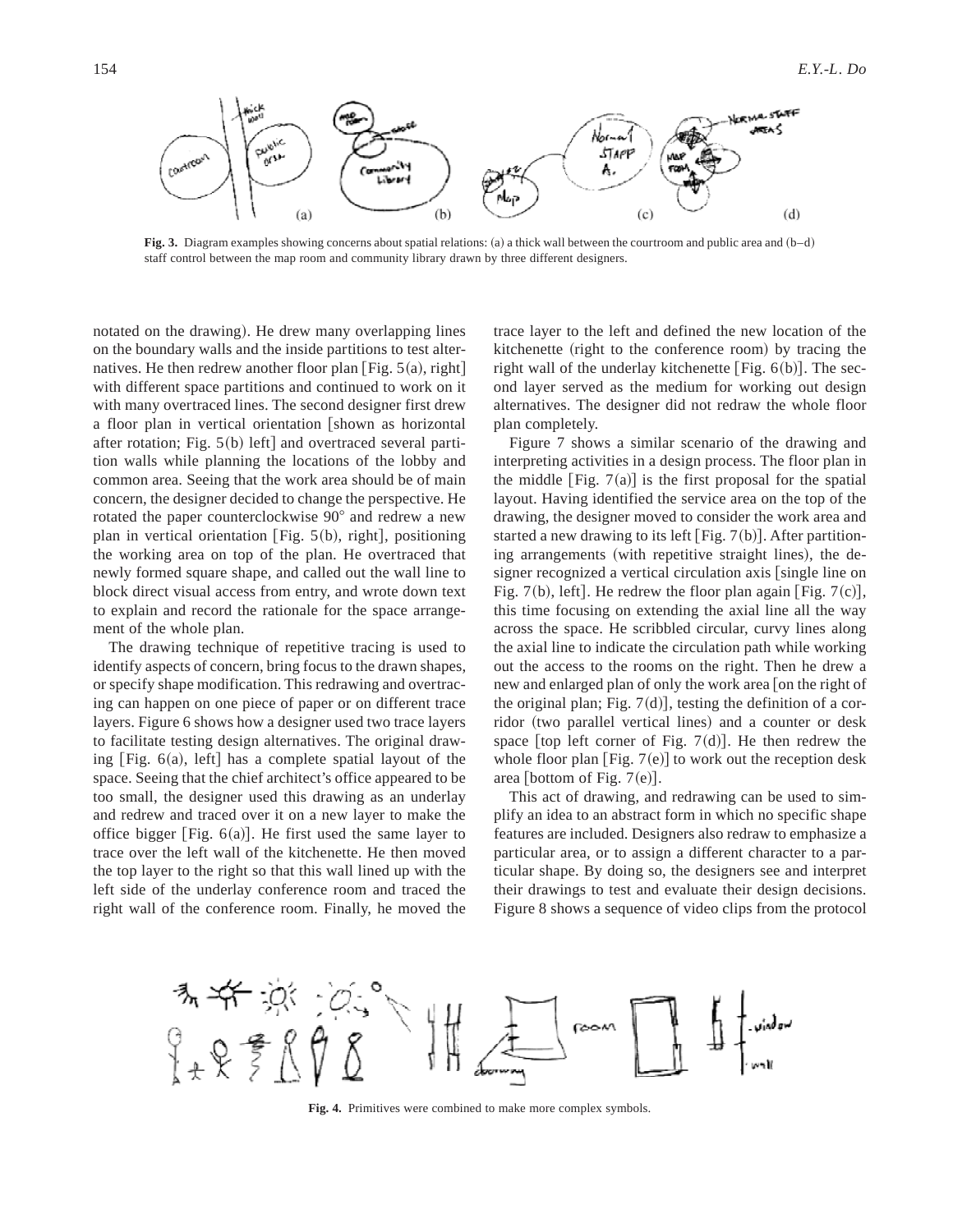**Fig. 3.** Diagram examples showing concerns about spatial relations: (a) a thick wall between the courtroom and public area and (b–d) staff control between the map room and community library drawn by three different designers.

notated on the drawing). He drew many overlapping lines on the boundary walls and the inside partitions to test alternatives. He then redrew another floor plan [Fig. 5(a), right] with different space partitions and continued to work on it with many overtraced lines. The second designer first drew a floor plan in vertical orientation [shown as horizontal after rotation; Fig. 5(b) left] and overtraced several partition walls while planning the locations of the lobby and common area. Seeing that the work area should be of main concern, the designer decided to change the perspective. He rotated the paper counterclockwise 90° and redrew a new plan in vertical orientation [Fig. 5(b), right], positioning the working area on top of the plan. He overtraced that newly formed square shape, and called out the wall line to block direct visual access from entry, and wrote down text to explain and record the rationale for the space arrangement of the whole plan.

The drawing technique of repetitive tracing is used to identify aspects of concern, bring focus to the drawn shapes, or specify shape modification. This redrawing and overtracing can happen on one piece of paper or on different trace layers. Figure 6 shows how a designer used two trace layers to facilitate testing design alternatives. The original drawing [Fig. 6(a), left] has a complete spatial layout of the space. Seeing that the chief architect's office appeared to be too small, the designer used this drawing as an underlay and redrew and traced over it on a new layer to make the office bigger [Fig. 6(a)]. He first used the same layer to trace over the left wall of the kitchenette. He then moved the top layer to the right so that this wall lined up with the left side of the underlay conference room and traced the right wall of the conference room. Finally, he moved the trace layer to the left and defined the new location of the kitchenette (right to the conference room) by tracing the right wall of the underlay kitchenette [Fig. 6(b)]. The second layer served as the medium for working out design alternatives. The designer did not redraw the whole floor plan completely.

Figure 7 shows a similar scenario of the drawing and interpreting activities in a design process. The floor plan in the middle [Fig. 7(a)] is the first proposal for the spatial layout. Having identified the service area on the top of the drawing, the designer moved to consider the work area and started a new drawing to its left [Fig. 7(b)]. After partitioning arrangements (with repetitive straight lines), the designer recognized a vertical circulation axis [single line on Fig. 7(b), left]. He redrew the floor plan again [Fig. 7(c)], this time focusing on extending the axial line all the way across the space. He scribbled circular, curvy lines along the axial line to indicate the circulation path while working out the access to the rooms on the right. Then he drew a new and enlarged plan of only the work area [on the right of the original plan; Fig. 7(d)], testing the definition of a corridor (two parallel vertical lines) and a counter or desk space [top left corner of Fig. 7(d)]. He then redrew the whole floor plan [Fig. 7(e)] to work out the reception desk area [bottom of Fig. 7(e)].

This act of drawing, and redrawing can be used to simplify an idea to an abstract form in which no specific shape features are included. Designers also redraw to emphasize a particular area, or to assign a different character to a particular shape. By doing so, the designers see and interpret their drawings to test and evaluate their design decisions. Figure 8 shows a sequence of video clips from the protocol

**Fig. 4.** Primitives were combined to make more complex symbols.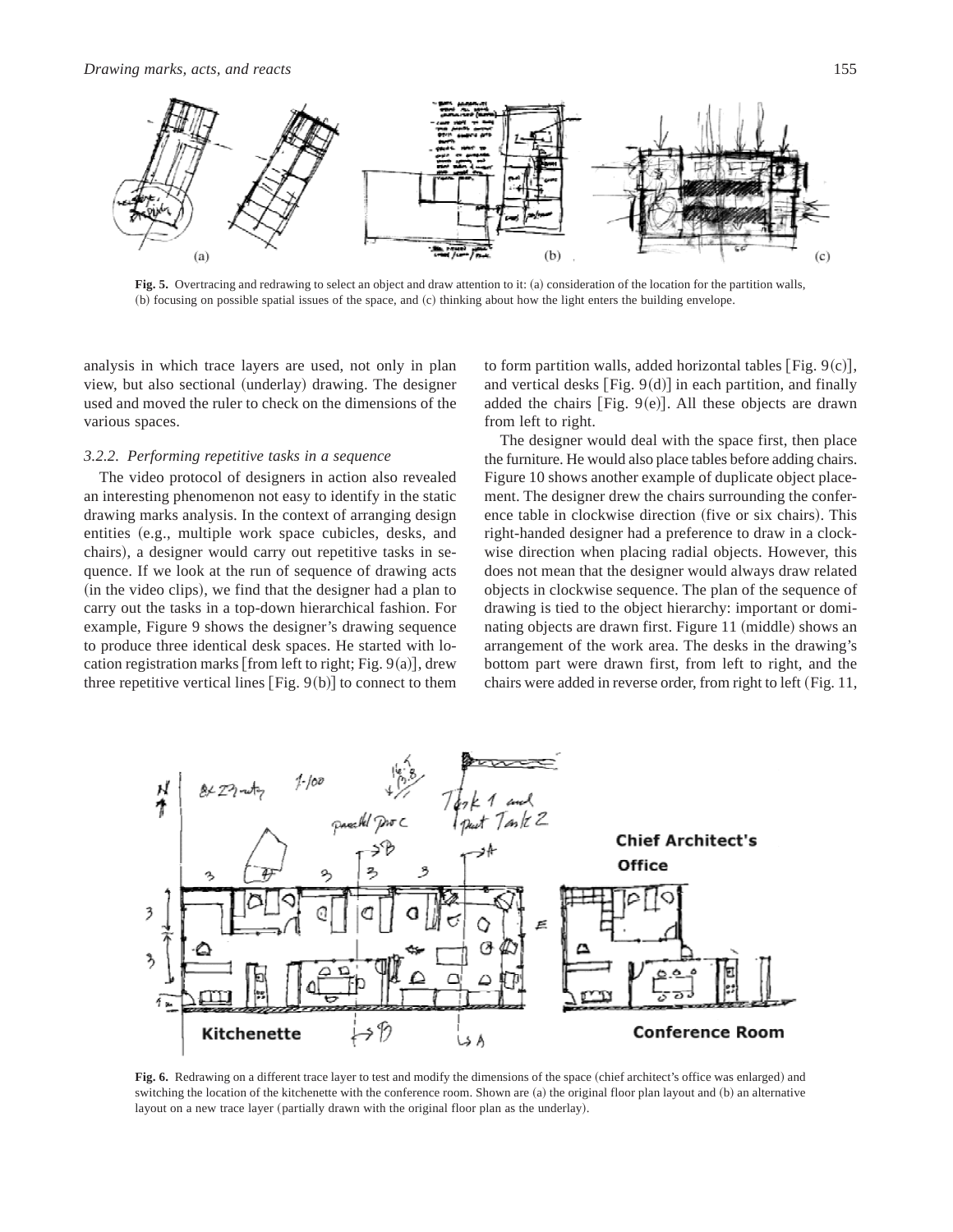**Fig. 5.** Overtracing and redrawing to select an object and draw attention to it: (a) consideration of the location for the partition walls, (b) focusing on possible spatial issues of the space, and (c) thinking about how the light enters the building envelope.

analysis in which trace layers are used, not only in plan view, but also sectional (underlay) drawing. The designer used and moved the ruler to check on the dimensions of the various spaces.

### *3.2.2. Performing repetitive tasks in a sequence*

The video protocol of designers in action also revealed an interesting phenomenon not easy to identify in the static drawing marks analysis. In the context of arranging design entities (e.g., multiple work space cubicles, desks, and chairs), a designer would carry out repetitive tasks in sequence. If we look at the run of sequence of drawing acts (in the video clips), we find that the designer had a plan to carry out the tasks in a top-down hierarchical fashion. For example, Figure 9 shows the designer's drawing sequence to produce three identical desk spaces. He started with location registration marks [from left to right; Fig. 9(a)], drew three repetitive vertical lines [Fig. 9(b)] to connect to them to form partition walls, added horizontal tables [Fig. 9(c)], and vertical desks [Fig. 9(d)] in each partition, and finally added the chairs [Fig. 9(e)]. All these objects are drawn from left to right.

The designer would deal with the space first, then place the furniture. He would also place tables before adding chairs. Figure 10 shows another example of duplicate object placement. The designer drew the chairs surrounding the conference table in clockwise direction (five or six chairs). This right-handed designer had a preference to draw in a clockwise direction when placing radial objects. However, this does not mean that the designer would always draw related objects in clockwise sequence. The plan of the sequence of drawing is tied to the object hierarchy: important or dominating objects are drawn first. Figure 11 (middle) shows an arrangement of the work area. The desks in the drawing's bottom part were drawn first, from left to right, and the chairs were added in reverse order, from right to left (Fig. 11,

**Fig. 6.** Redrawing on a different trace layer to test and modify the dimensions of the space (chief architect's office was enlarged) and switching the location of the kitchenette with the conference room. Shown are (a) the original floor plan layout and (b) an alternative layout on a new trace layer (partially drawn with the original floor plan as the underlay).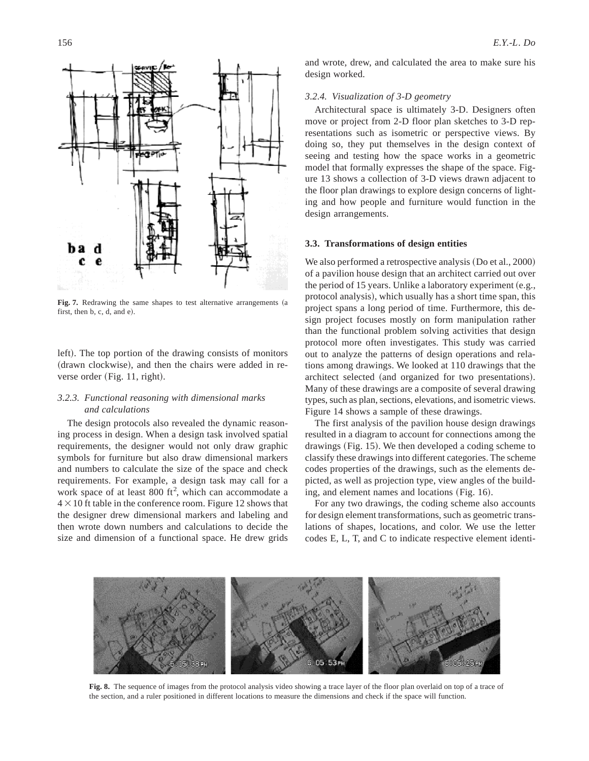Fig. 7. Redrawing the same shapes to test alternative arrangements (a first, then b, c, d, and e).

left). The top portion of the drawing consists of monitors (drawn clockwise), and then the chairs were added in reverse order (Fig. 11, right).

### *3.2.3. Functional reasoning with dimensional marks and calculations*

The design protocols also revealed the dynamic reasoning process in design. When a design task involved spatial requirements, the designer would not only draw graphic symbols for furniture but also draw dimensional markers and numbers to calculate the size of the space and check requirements. For example, a design task may call for a work space of at least 800 ft$^2$, which can accommodate a $4 \times 10$ ft table in the conference room. Figure 12 shows that the designer drew dimensional markers and labeling and then wrote down numbers and calculations to decide the size and dimension of a functional space. He drew grids and wrote, drew, and calculated the area to make sure his design worked.

### *3.2.4. Visualization of 3-D geometry*

Architectural space is ultimately 3-D. Designers often move or project from 2-D floor plan sketches to 3-D representations such as isometric or perspective views. By doing so, they put themselves in the design context of seeing and testing how the space works in a geometric model that formally expresses the shape of the space. Figure 13 shows a collection of 3-D views drawn adjacent to the floor plan drawings to explore design concerns of lighting and how people and furniture would function in the design arrangements.

## **3.3. Transformations of design entities**

We also performed a retrospective analysis (Do et al., 2000) of a pavilion house design that an architect carried out over the period of 15 years. Unlike a laboratory experiment (e.g., protocol analysis), which usually has a short time span, this project spans a long period of time. Furthermore, this design project focuses mostly on form manipulation rather than the functional problem solving activities that design protocol more often investigates. This study was carried out to analyze the patterns of design operations and relations among drawings. We looked at 110 drawings that the architect selected (and organized for two presentations). Many of these drawings are a composite of several drawing types, such as plan, sections, elevations, and isometric views. Figure 14 shows a sample of these drawings.

The first analysis of the pavilion house design drawings resulted in a diagram to account for connections among the drawings (Fig. 15). We then developed a coding scheme to classify these drawings into different categories. The scheme codes properties of the drawings, such as the elements depicted, as well as projection type, view angles of the building, and element names and locations (Fig. 16).

For any two drawings, the coding scheme also accounts for design element transformations, such as geometric translations of shapes, locations, and color. We use the letter codes E, L, T, and C to indicate respective element identi-

Fig. 8. The sequence of images from the protocol analysis video showing a trace layer of the floor plan overlaid on top of a trace of the section, and a ruler positioned in different locations to measure the dimensions and check if the space will function.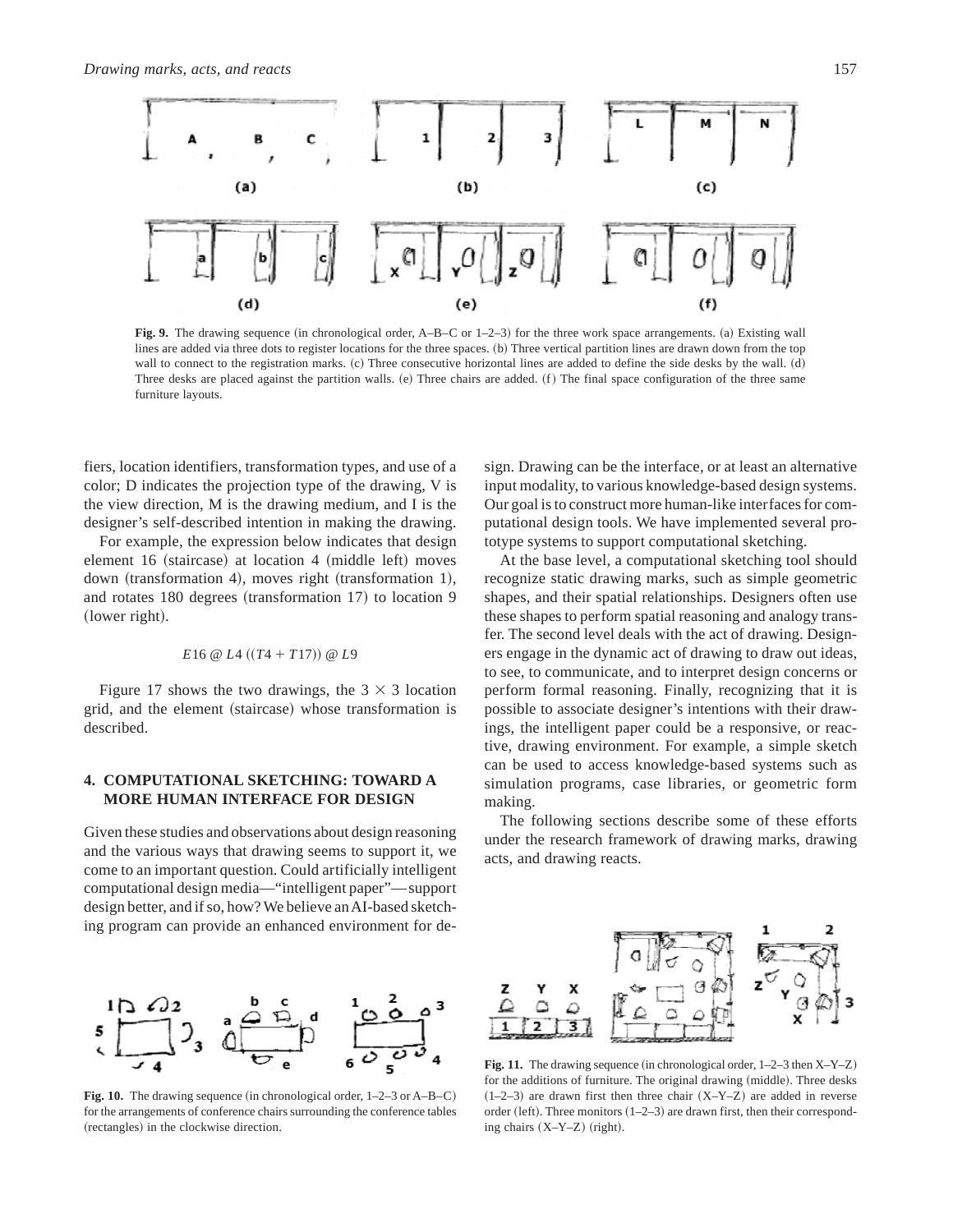**Fig. 9.** The drawing sequence (in chronological order, A–B–C or 1–2–3) for the three work space arrangements. (a) Existing wall lines are added via three dots to register locations for the three spaces. (b) Three vertical partition lines are drawn down from the top wall to connect to the registration marks. (c) Three consecutive horizontal lines are added to define the side desks by the wall. (d) Three desks are placed against the partition walls. (e) Three chairs are added. (f) The final space configuration of the three same furniture layouts.

fiers, location identifiers, transformation types, and use of a color; D indicates the projection type of the drawing, V is the view direction, M is the drawing medium, and I is the designer's self-described intention in making the drawing.

For example, the expression below indicates that design element 16 (staircase) at location 4 (middle left) moves down (transformation 4), moves right (transformation 1), and rotates 180 degrees (transformation 17) to location 9 (lower right).

$$E16 \text{ @ } L4 \ ((T4 + T17)) \text{ @ } L9$$

Figure 17 shows the two drawings, the $3 \times 3$ location grid, and the element (staircase) whose transformation is described.

## 4. COMPUTATIONAL SKETCHING: TOWARD A MORE HUMAN INTERFACE FOR DESIGN

Given these studies and observations about design reasoning and the various ways that drawing seems to support it, we come to an important question. Could artificially intelligent computational design media—"intelligent paper"—support design better, and if so, how? We believe an AI-based sketching program can provide an enhanced environment for design. Drawing can be the interface, or at least an alternative input modality, to various knowledge-based design systems. Our goal is to construct more human-like interfaces for computational design tools. We have implemented several prototype systems to support computational sketching.

At the base level, a computational sketching tool should recognize static drawing marks, such as simple geometric shapes, and their spatial relationships. Designers often use these shapes to perform spatial reasoning and analogy transfer. The second level deals with the act of drawing. Designers engage in the dynamic act of drawing to draw out ideas, to see, to communicate, and to interpret design concerns or perform formal reasoning. Finally, recognizing that it is possible to associate designer's intentions with their drawings, the intelligent paper could be a responsive, or reactive, drawing environment. For example, a simple sketch can be used to access knowledge-based systems such as simulation programs, case libraries, or geometric form making.

The following sections describe some of these efforts under the research framework of drawing marks, drawing acts, and drawing reacts.

**Fig. 10.** The drawing sequence (in chronological order, 1–2–3 or A–B–C) for the arrangements of conference chairs surrounding the conference tables (rectangles) in the clockwise direction.

**Fig. 11.** The drawing sequence (in chronological order, 1–2–3 then X–Y–Z) for the additions of furniture. The original drawing (middle). Three desks (1–2–3) are drawn first then three chair (X–Y–Z) are added in reverse order (left). Three monitors (1–2–3) are drawn first, then their corresponding chairs (X–Y–Z) (right).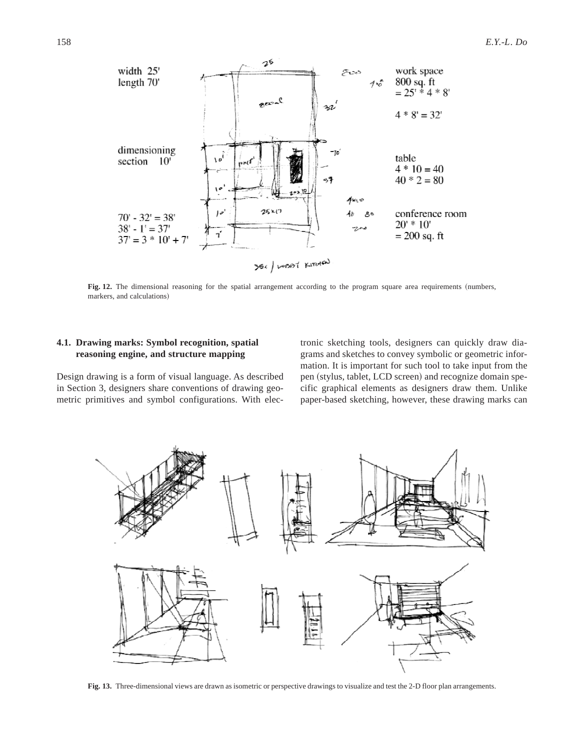**Fig. 12.** The dimensional reasoning for the spatial arrangement according to the program square area requirements (numbers, markers, and calculations)

### 4.1. Drawing marks: Symbol recognition, spatial reasoning engine, and structure mapping

Design drawing is a form of visual language. As described in Section 3, designers share conventions of drawing geometric primitives and symbol configurations. With electronic sketching tools, designers can quickly draw diagrams and sketches to convey symbolic or geometric information. It is important for such tool to take input from the pen (stylus, tablet, LCD screen) and recognize domain specific graphical elements as designers draw them. Unlike paper-based sketching, however, these drawing marks can

**Fig. 13.** Three-dimensional views are drawn as isometric or perspective drawings to visualize and test the 2-D floor plan arrangements.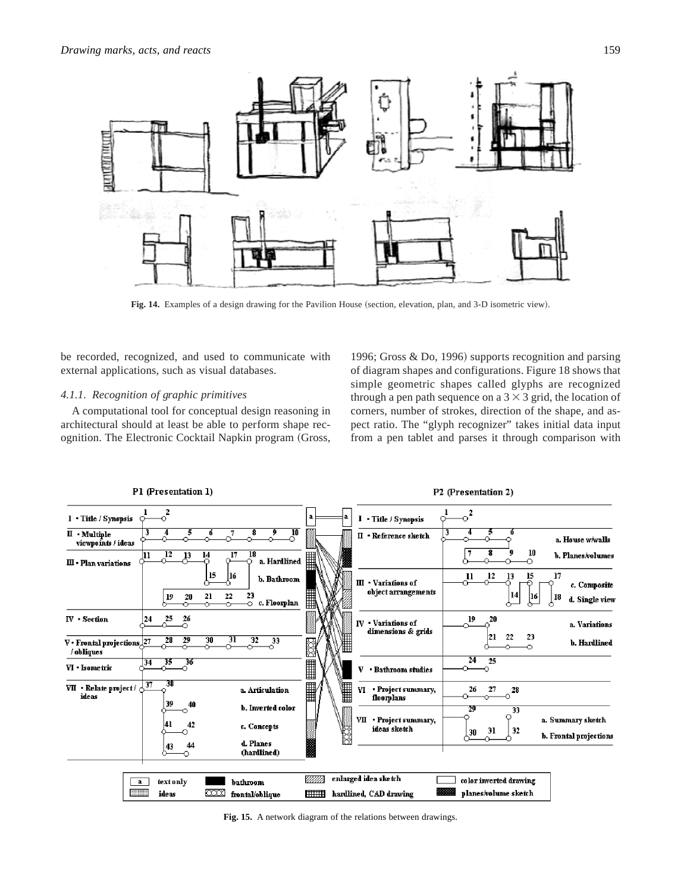Fig. 14. Examples of a design drawing for the Pavilion House (section, elevation, plan, and 3-D isometric view).

be recorded, recognized, and used to communicate with external applications, such as visual databases.

#### 4.1.1. Recognition of graphic primitives

A computational tool for conceptual design reasoning in architectural should at least be able to perform shape recognition. The Electronic Cocktail Napkin program (Gross, 1996; Gross & Do, 1996) supports recognition and parsing of diagram shapes and configurations. Figure 18 shows that simple geometric shapes called glyphs are recognized through a pen path sequence on a $3 \times 3$ grid, the location of corners, number of strokes, direction of the shape, and aspect ratio. The "glyph recognizer" takes initial data input from a pen tablet and parses it through comparison with

Fig. 15. A network diagram of the relations between drawings.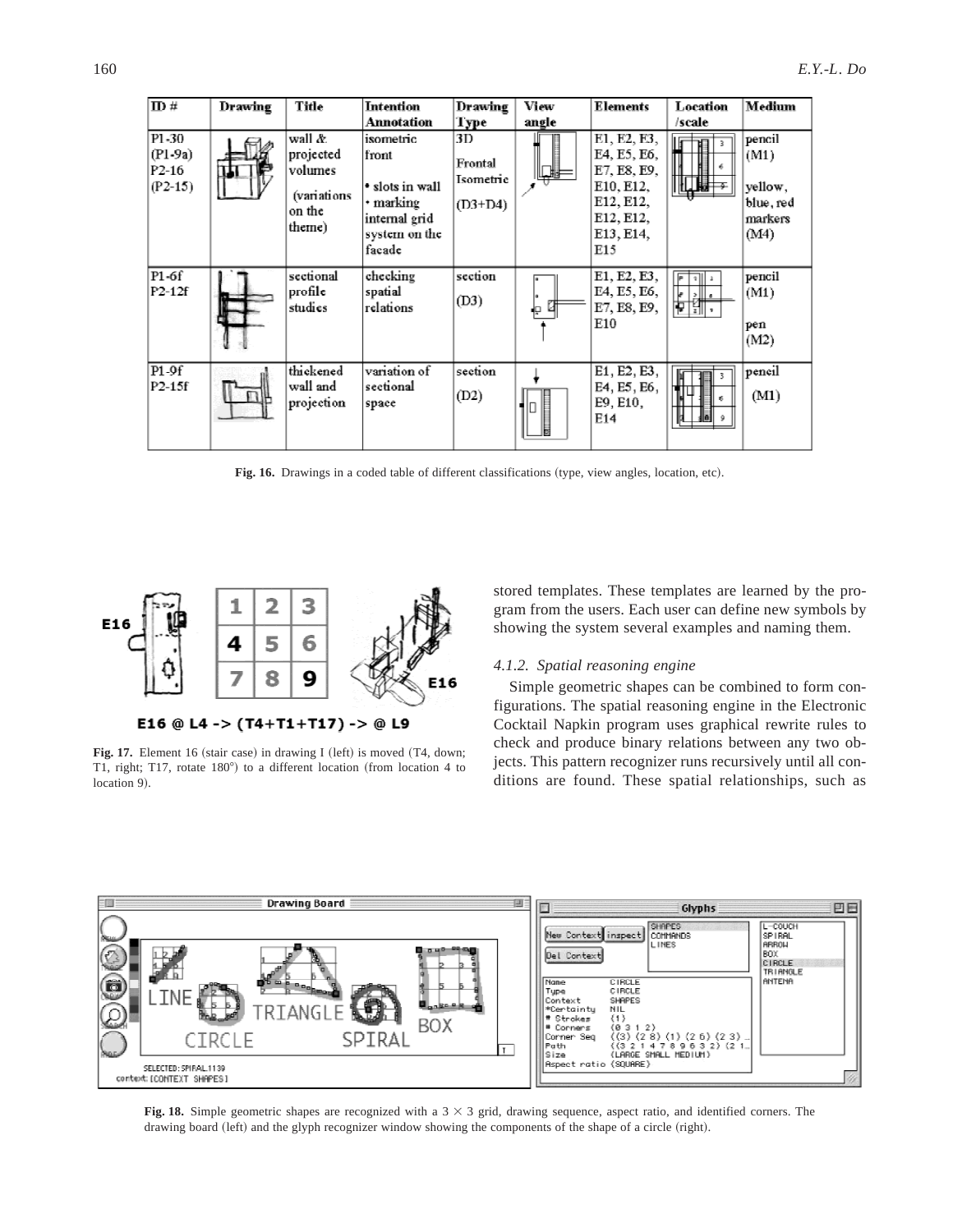| ID # | Drawing | Title | Intention Annotation | Drawing Type | View angle | Elements | Location /scale | Medium |
|---|---|---|---|---|---|---|---|---|
| P1-30 (P1-9a) P2-16 (P2-15) | | wall & projected volumes (variations on the theme) | isometric front • slots in wall • marking internal grid system on the facade | 3D Frontal Isometric (D3+D4) | | E1, E2, E3, E4, E5, E6, E7, E8, E9, E10, E12, E12, E12, E12, E13, E14, E15 | | pencil (M1) yellow, blue, red markers (M4) |
| P1-6f P2-12f | | sectional profile studies | checking spatial relations | section (D3) | | E1, E2, E3, E4, E5, E6, E7, E8, E9, E10 | | pencil (M1) pen (M2) |
| P1-9f P2-15f | | thickened wall and projection | variation of sectional space | section (D2) | | E1, E2, E3, E4, E5, E6, E9, E10, E14 | | pencil (M1) |

**Fig. 16.** Drawings in a coded table of different classifications (type, view angles, location, etc).

E16 @ L4 -> (T4+T1+T17) -> @ L9

**Fig. 17.** Element 16 (stair case) in drawing I (left) is moved (T4, down; T1, right; T17, rotate 180°) to a different location (from location 4 to location 9).

stored templates. These templates are learned by the program from the users. Each user can define new symbols by showing the system several examples and naming them.

#### *4.1.2. Spatial reasoning engine*

Simple geometric shapes can be combined to form configurations. The spatial reasoning engine in the Electronic Cocktail Napkin program uses graphical rewrite rules to check and produce binary relations between any two objects. This pattern recognizer runs recursively until all conditions are found. These spatial relationships, such as

**Fig. 18.** Simple geometric shapes are recognized with a $3 \times 3$ grid, drawing sequence, aspect ratio, and identified corners. The drawing board (left) and the glyph recognizer window showing the components of the shape of a circle (right).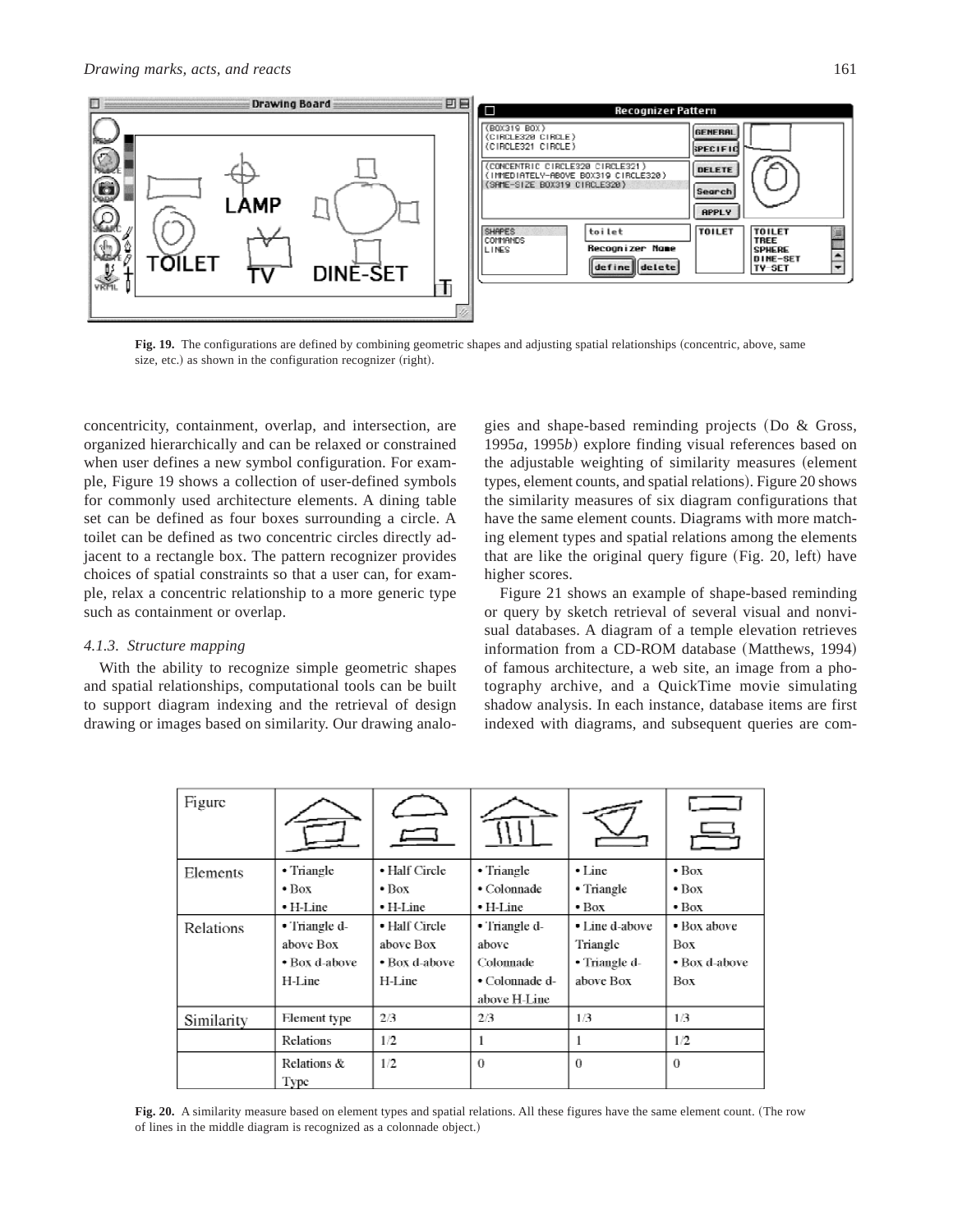Fig. 19. The configurations are defined by combining geometric shapes and adjusting spatial relationships (concentric, above, same size, etc.) as shown in the configuration recognizer (right).

concentricity, containment, overlap, and intersection, are organized hierarchically and can be relaxed or constrained when user defines a new symbol configuration. For example, Figure 19 shows a collection of user-defined symbols for commonly used architecture elements. A dining table set can be defined as four boxes surrounding a circle. A toilet can be defined as two concentric circles directly adjacent to a rectangle box. The pattern recognizer provides choices of spatial constraints so that a user can, for example, relax a concentric relationship to a more generic type such as containment or overlap.

### 4.1.3. Structure mapping

With the ability to recognize simple geometric shapes and spatial relationships, computational tools can be built to support diagram indexing and the retrieval of design drawing or images based on similarity. Our drawing analogies and shape-based reminding projects (Do & Gross, 1995*a*, 1995*b*) explore finding visual references based on the adjustable weighting of similarity measures (element types, element counts, and spatial relations). Figure 20 shows the similarity measures of six diagram configurations that have the same element counts. Diagrams with more matching element types and spatial relations among the elements that are like the original query figure (Fig. 20, left) have higher scores.

Figure 21 shows an example of shape-based reminding or query by sketch retrieval of several visual and nonvisual databases. A diagram of a temple elevation retrieves information from a CD-ROM database (Matthews, 1994) of famous architecture, a web site, an image from a photography archive, and a QuickTime movie simulating shadow analysis. In each instance, database items are first indexed with diagrams, and subsequent queries are com-

| Figure | | | | | |
|---|---|---|---|---|---|
| Elements | • Triangle<br>• Box<br>• H-Line | • Half Circle<br>• Box<br>• H-Line | • Triangle<br>• Colonnade<br>• H-Line | • Line<br>• Triangle<br>• Box | • Box<br>• Box<br>• Box |
| Relations | • Triangle d-above Box<br>• Box d-above H-Line | • Half Circle above Box<br>• Box d-above H-Line | • Triangle d-above Colonnade<br>• Colonnade d-above H-Line | • Line d-above Triangle<br>• Triangle d-above Box | • Box above Box<br>• Box d-above Box |
| Similarity | Element type | 2/3 | 2/3 | 1/3 | 1/3 |
| | Relations | 1/2 | 1 | 1 | 1/2 |
| | Relations & Type | 1/2 | 0 | 0 | 0 |

Fig. 20. A similarity measure based on element types and spatial relations. All these figures have the same element count. (The row of lines in the middle diagram is recognized as a colonnade object.)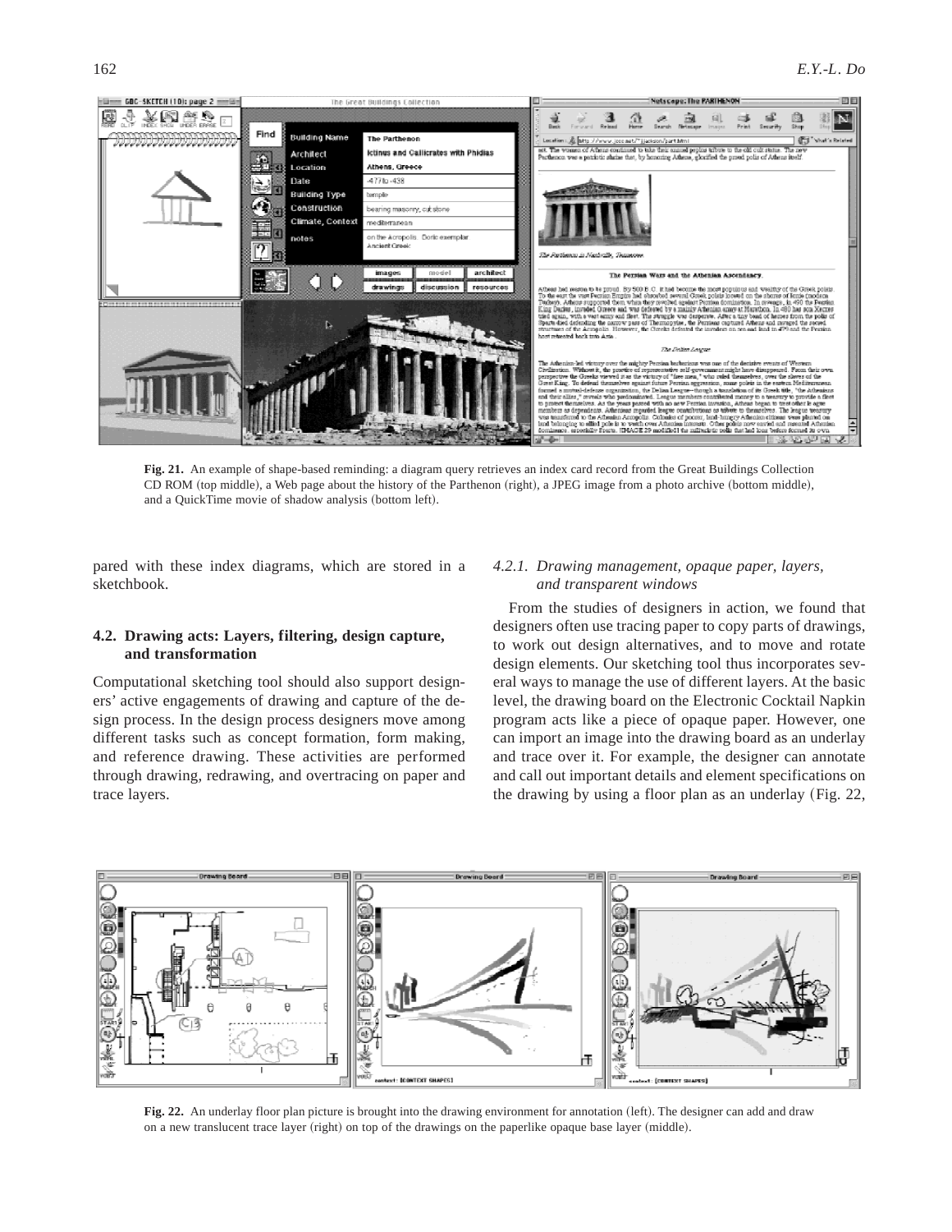**Fig. 21.** An example of shape-based reminding: a diagram query retrieves an index card record from the Great Buildings Collection CD ROM (top middle), a Web page about the history of the Parthenon (right), a JPEG image from a photo archive (bottom middle), and a QuickTime movie of shadow analysis (bottom left).

pared with these index diagrams, which are stored in a sketchbook.

### 4.2. Drawing acts: Layers, filtering, design capture, and transformation

Computational sketching tool should also support designers' active engagements of drawing and capture of the design process. In the design process designers move among different tasks such as concept formation, form making, and reference drawing. These activities are performed through drawing, redrawing, and overtracing on paper and trace layers.

#### *4.2.1. Drawing management, opaque paper, layers, and transparent windows*

From the studies of designers in action, we found that designers often use tracing paper to copy parts of drawings, to work out design alternatives, and to move and rotate design elements. Our sketching tool thus incorporates several ways to manage the use of different layers. At the basic level, the drawing board on the Electronic Cocktail Napkin program acts like a piece of opaque paper. However, one can import an image into the drawing board as an underlay and trace over it. For example, the designer can annotate and call out important details and element specifications on the drawing by using a floor plan as an underlay (Fig. 22,

**Fig. 22.** An underlay floor plan picture is brought into the drawing environment for annotation (left). The designer can add and draw on a new translucent trace layer (right) on top of the drawings on the paperlike opaque base layer (middle).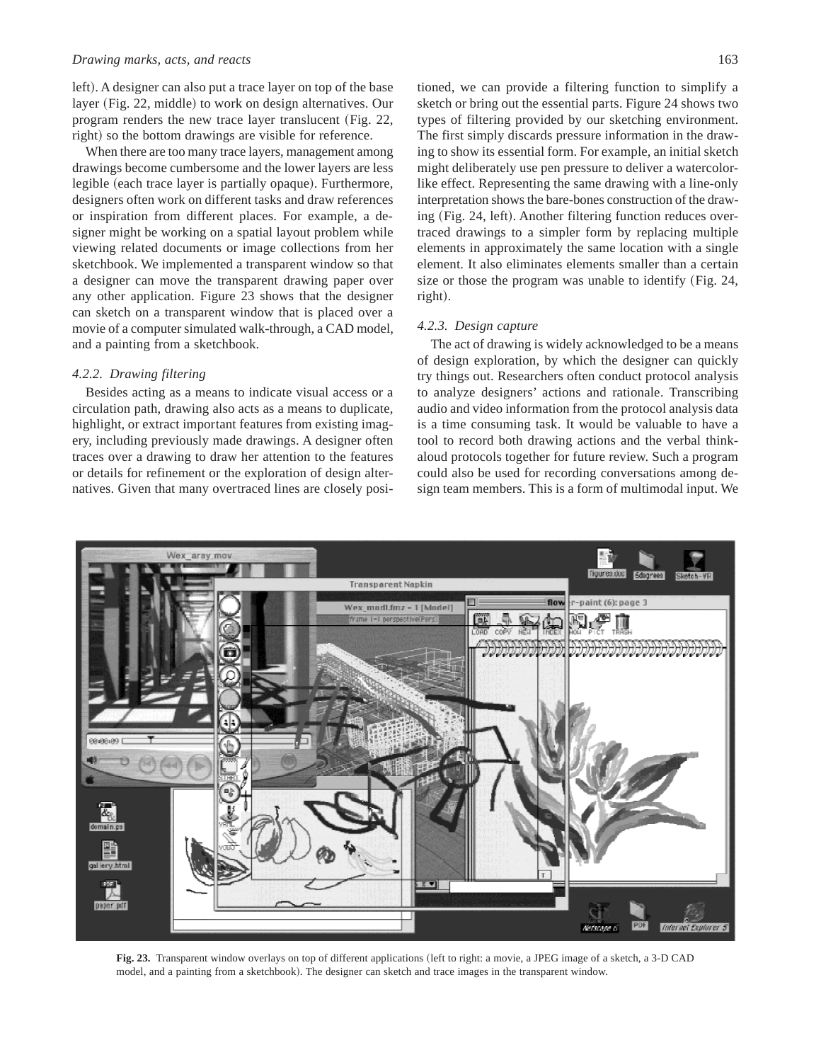left). A designer can also put a trace layer on top of the base layer (Fig. 22, middle) to work on design alternatives. Our program renders the new trace layer translucent (Fig. 22, right) so the bottom drawings are visible for reference.

When there are too many trace layers, management among drawings become cumbersome and the lower layers are less legible (each trace layer is partially opaque). Furthermore, designers often work on different tasks and draw references or inspiration from different places. For example, a designer might be working on a spatial layout problem while viewing related documents or image collections from her sketchbook. We implemented a transparent window so that a designer can move the transparent drawing paper over any other application. Figure 23 shows that the designer can sketch on a transparent window that is placed over a movie of a computer simulated walk-through, a CAD model, and a painting from a sketchbook.

### 4.2.2. Drawing filtering

Besides acting as a means to indicate visual access or a circulation path, drawing also acts as a means to duplicate, highlight, or extract important features from existing imagery, including previously made drawings. A designer often traces over a drawing to draw her attention to the features or details for refinement or the exploration of design alternatives. Given that many overtraced lines are closely positioned, we can provide a filtering function to simplify a sketch or bring out the essential parts. Figure 24 shows two types of filtering provided by our sketching environment. The first simply discards pressure information in the drawing to show its essential form. For example, an initial sketch might deliberately use pen pressure to deliver a watercolor-like effect. Representing the same drawing with a line-only interpretation shows the bare-bones construction of the drawing (Fig. 24, left). Another filtering function reduces overtraced drawings to a simpler form by replacing multiple elements in approximately the same location with a single element. It also eliminates elements smaller than a certain size or those the program was unable to identify (Fig. 24, right).

### 4.2.3. Design capture

The act of drawing is widely acknowledged to be a means of design exploration, by which the designer can quickly try things out. Researchers often conduct protocol analysis to analyze designers' actions and rationale. Transcribing audio and video information from the protocol analysis data is a time consuming task. It would be valuable to have a tool to record both drawing actions and the verbal think-aloud protocols together for future review. Such a program could also be used for recording conversations among design team members. This is a form of multimodal input. We

**Fig. 23.** Transparent window overlays on top of different applications (left to right: a movie, a JPEG image of a sketch, a 3-D CAD model, and a painting from a sketchbook). The designer can sketch and trace images in the transparent window.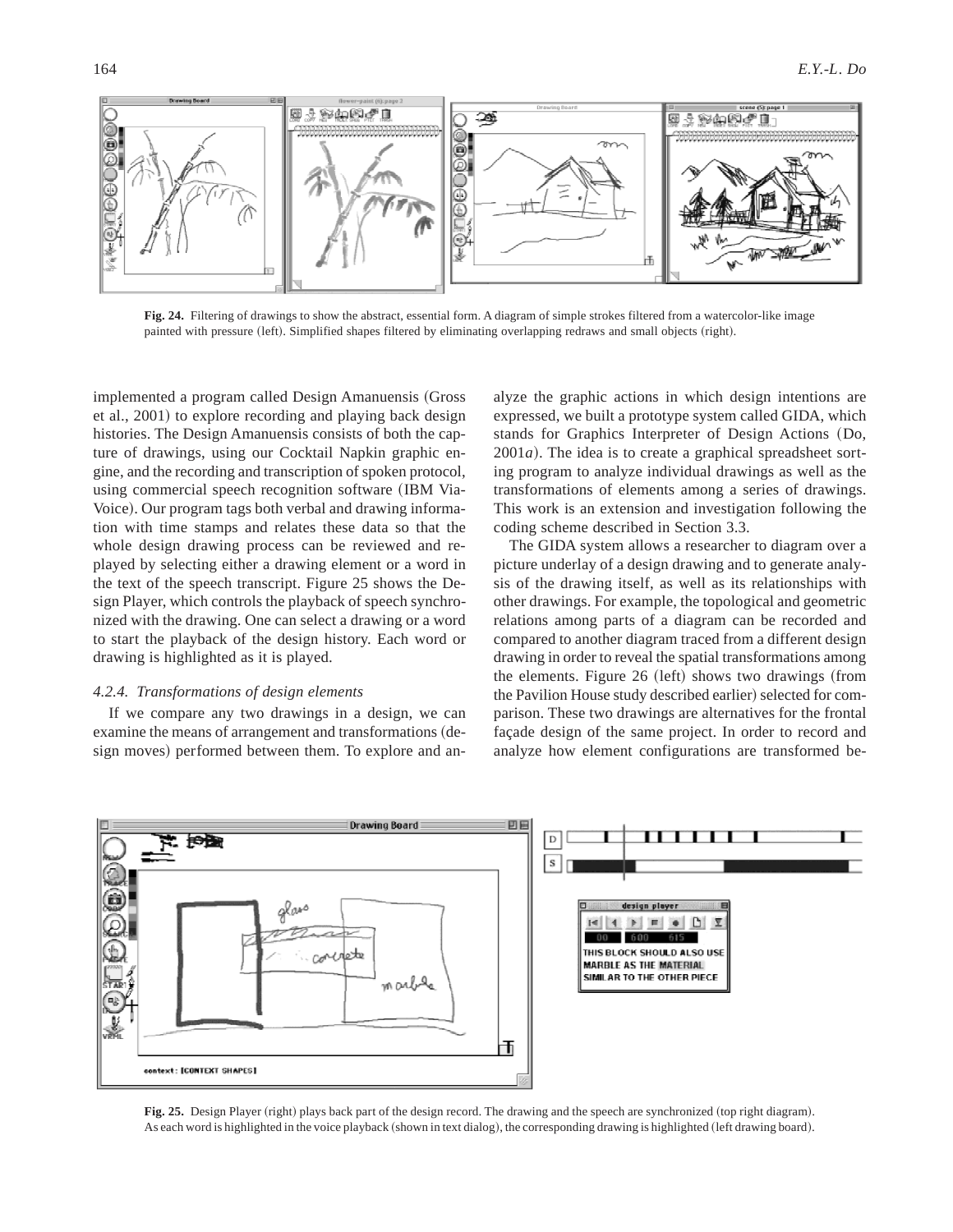**Fig. 24.** Filtering of drawings to show the abstract, essential form. A diagram of simple strokes filtered from a watercolor-like image painted with pressure (left). Simplified shapes filtered by eliminating overlapping redraws and small objects (right).

implemented a program called Design Amanuensis (Gross et al., 2001) to explore recording and playing back design histories. The Design Amanuensis consists of both the capture of drawings, using our Cocktail Napkin graphic engine, and the recording and transcription of spoken protocol, using commercial speech recognition software (IBM ViaVoice). Our program tags both verbal and drawing information with time stamps and relates these data so that the whole design drawing process can be reviewed and replayed by selecting either a drawing element or a word in the text of the speech transcript. Figure 25 shows the Design Player, which controls the playback of speech synchronized with the drawing. One can select a drawing or a word to start the playback of the design history. Each word or drawing is highlighted as it is played.

#### *4.2.4. Transformations of design elements*

If we compare any two drawings in a design, we can examine the means of arrangement and transformations (design moves) performed between them. To explore and analyze the graphic actions in which design intentions are expressed, we built a prototype system called GIDA, which stands for Graphics Interpreter of Design Actions (Do, 2001*a*). The idea is to create a graphical spreadsheet sorting program to analyze individual drawings as well as the transformations of elements among a series of drawings. This work is an extension and investigation following the coding scheme described in Section 3.3.

The GIDA system allows a researcher to diagram over a picture underlay of a design drawing and to generate analysis of the drawing itself, as well as its relationships with other drawings. For example, the topological and geometric relations among parts of a diagram can be recorded and compared to another diagram traced from a different design drawing in order to reveal the spatial transformations among the elements. Figure 26 (left) shows two drawings (from the Pavilion House study described earlier) selected for comparison. These two drawings are alternatives for the frontal façade design of the same project. In order to record and analyze how element configurations are transformed be-

**Fig. 25.** Design Player (right) plays back part of the design record. The drawing and the speech are synchronized (top right diagram). As each word is highlighted in the voice playback (shown in text dialog), the corresponding drawing is highlighted (left drawing board).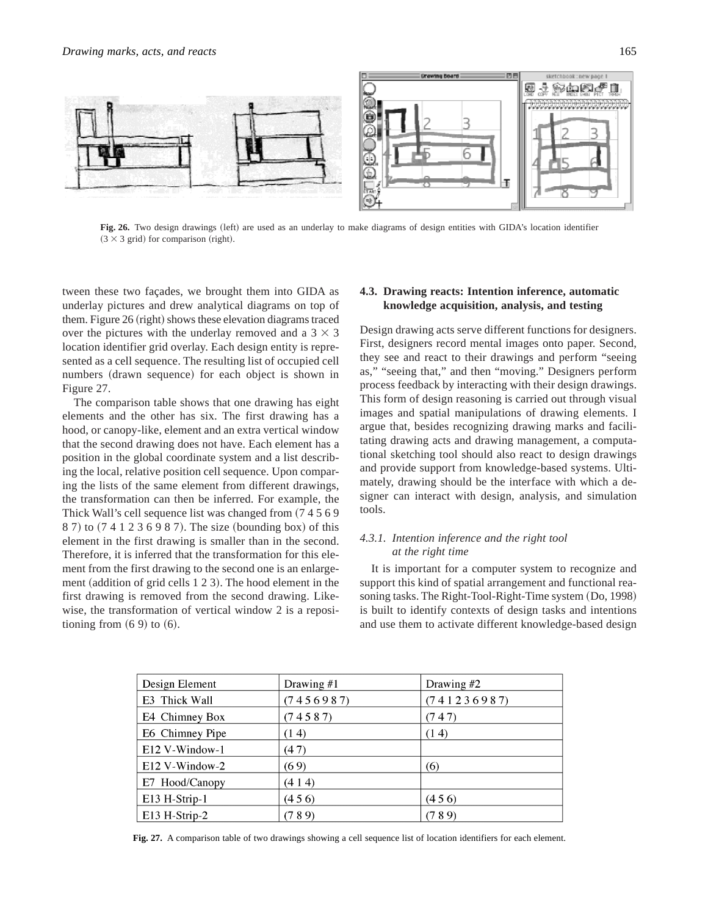Fig. 26. Two design drawings (left) are used as an underlay to make diagrams of design entities with GIDA's location identifier (3 × 3 grid) for comparison (right).

tween these two façades, we brought them into GIDA as underlay pictures and drew analytical diagrams on top of them. Figure 26 (right) shows these elevation diagrams traced over the pictures with the underlay removed and a 3 × 3 location identifier grid overlay. Each design entity is represented as a cell sequence. The resulting list of occupied cell numbers (drawn sequence) for each object is shown in Figure 27.

The comparison table shows that one drawing has eight elements and the other has six. The first drawing has a hood, or canopy-like, element and an extra vertical window that the second drawing does not have. Each element has a position in the global coordinate system and a list describing the local, relative position cell sequence. Upon comparing the lists of the same element from different drawings, the transformation can then be inferred. For example, the Thick Wall's cell sequence list was changed from (7 4 5 6 9 8 7) to (7 4 1 2 3 6 9 8 7). The size (bounding box) of this element in the first drawing is smaller than in the second. Therefore, it is inferred that the transformation for this element from the first drawing to the second one is an enlargement (addition of grid cells 1 2 3). The hood element in the first drawing is removed from the second drawing. Likewise, the transformation of vertical window 2 is a repositioning from (6 9) to (6).

### 4.3. Drawing reacts: Intention inference, automatic knowledge acquisition, analysis, and testing

Design drawing acts serve different functions for designers. First, designers record mental images onto paper. Second, they see and react to their drawings and perform "seeing as," "seeing that," and then "moving." Designers perform process feedback by interacting with their design drawings. This form of design reasoning is carried out through visual images and spatial manipulations of drawing elements. I argue that, besides recognizing drawing marks and facilitating drawing acts and drawing management, a computational sketching tool should also react to design drawings and provide support from knowledge-based systems. Ultimately, drawing should be the interface with which a designer can interact with design, analysis, and simulation tools.

#### *4.3.1. Intention inference and the right tool at the right time*

It is important for a computer system to recognize and support this kind of spatial arrangement and functional reasoning tasks. The Right-Tool-Right-Time system (Do, 1998) is built to identify contexts of design tasks and intentions and use them to activate different knowledge-based design

| Design Element | Drawing #1 | Drawing #2 |
|---|---|---|
| E3 Thick Wall | (7 4 5 6 9 8 7) | (7 4 1 2 3 6 9 8 7) |
| E4 Chimney Box | (7 4 5 8 7) | (7 4 7) |
| E6 Chimney Pipe | (1 4) | (1 4) |
| E12 V-Window-1 | (4 7) | |
| E12 V-Window-2 | (6 9) | (6) |
| E7 Hood/Canopy | (4 1 4) | |
| E13 H-Strip-1 | (4 5 6) | (4 5 6) |
| E13 H-Strip-2 | (7 8 9) | (7 8 9) |

Fig. 27. A comparison table of two drawings showing a cell sequence list of location identifiers for each element.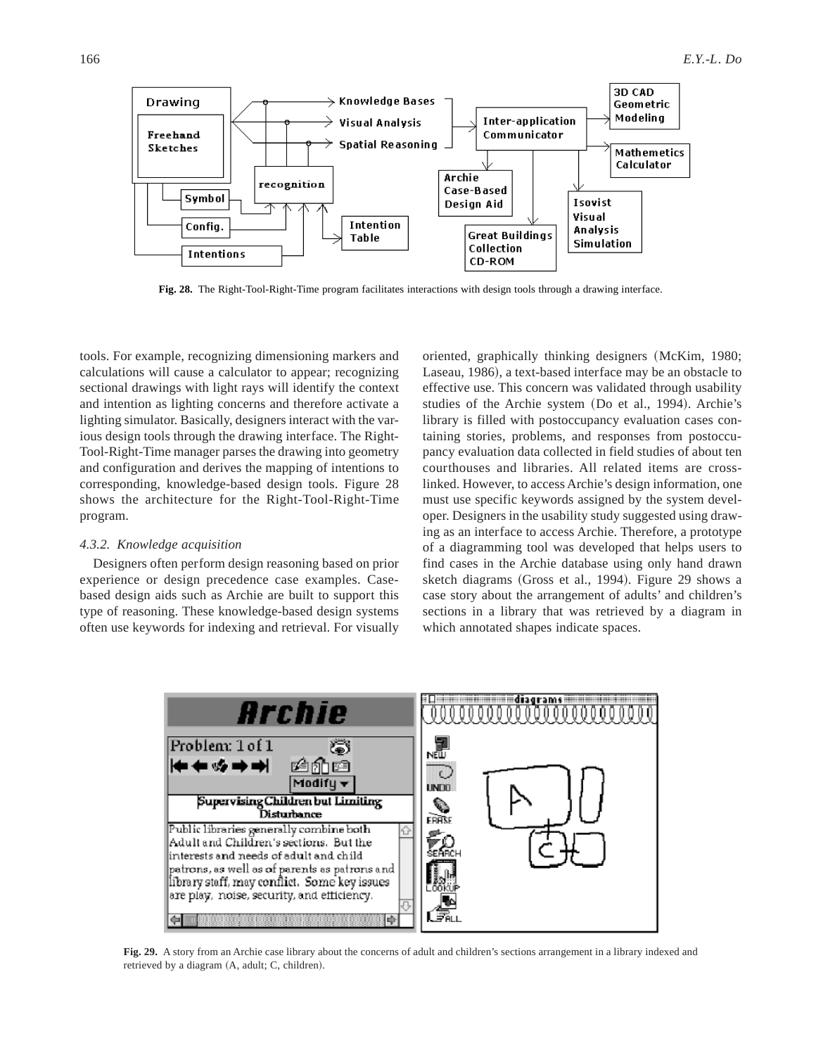Fig. 28. The Right-Tool-Right-Time program facilitates interactions with design tools through a drawing interface.

tools. For example, recognizing dimensioning markers and calculations will cause a calculator to appear; recognizing sectional drawings with light rays will identify the context and intention as lighting concerns and therefore activate a lighting simulator. Basically, designers interact with the various design tools through the drawing interface. The Right-Tool-Right-Time manager parses the drawing into geometry and configuration and derives the mapping of intentions to corresponding, knowledge-based design tools. Figure 28 shows the architecture for the Right-Tool-Right-Time program.

### *4.3.2. Knowledge acquisition*

Designers often perform design reasoning based on prior experience or design precedence case examples. Case-based design aids such as Archie are built to support this type of reasoning. These knowledge-based design systems often use keywords for indexing and retrieval. For visually oriented, graphically thinking designers (McKim, 1980; Laseau, 1986), a text-based interface may be an obstacle to effective use. This concern was validated through usability studies of the Archie system (Do et al., 1994). Archie's library is filled with postoccupancy evaluation cases containing stories, problems, and responses from postoccupancy evaluation data collected in field studies of about ten courthouses and libraries. All related items are cross-linked. However, to access Archie's design information, one must use specific keywords assigned by the system developer. Designers in the usability study suggested using drawing as an interface to access Archie. Therefore, a prototype of a diagramming tool was developed that helps users to find cases in the Archie database using only hand drawn sketch diagrams (Gross et al., 1994). Figure 29 shows a case story about the arrangement of adults' and children's sections in a library that was retrieved by a diagram in which annotated shapes indicate spaces.

Fig. 29. A story from an Archie case library about the concerns of adult and children's sections arrangement in a library indexed and retrieved by a diagram (A, adult; C, children).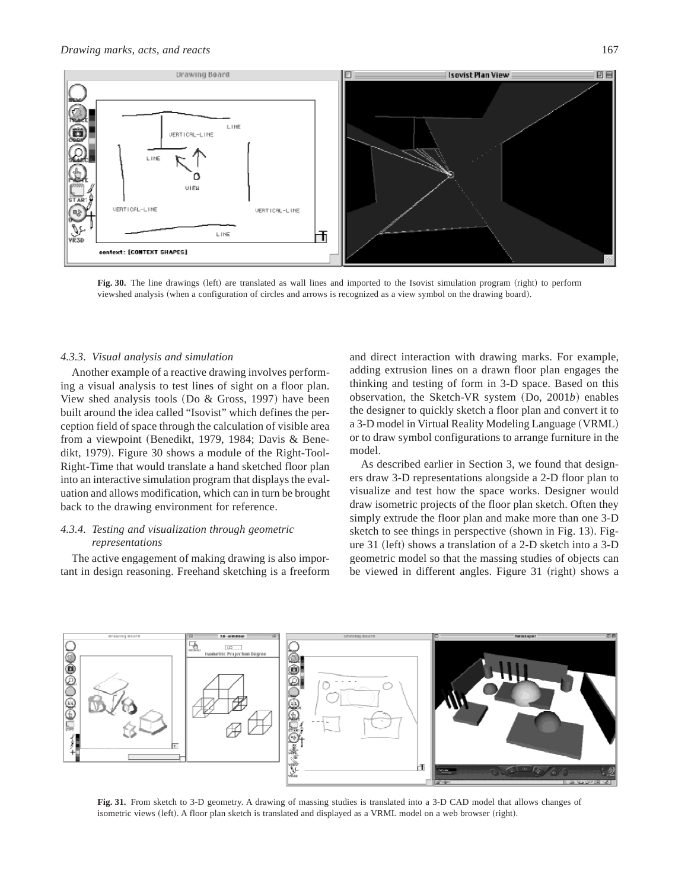**Fig. 30.** The line drawings (left) are translated as wall lines and imported to the Isovist simulation program (right) to perform viewshed analysis (when a configuration of circles and arrows is recognized as a view symbol on the drawing board).

#### *4.3.3. Visual analysis and simulation*

Another example of a reactive drawing involves performing a visual analysis to test lines of sight on a floor plan. View shed analysis tools (Do & Gross, 1997) have been built around the idea called "Isovist" which defines the perception field of space through the calculation of visible area from a viewpoint (Benedikt, 1979, 1984; Davis & Benedikt, 1979). Figure 30 shows a module of the Right-Tool-Right-Time that would translate a hand sketched floor plan into an interactive simulation program that displays the evaluation and allows modification, which can in turn be brought back to the drawing environment for reference.

#### *4.3.4. Testing and visualization through geometric representations*

The active engagement of making drawing is also important in design reasoning. Freehand sketching is a freeform and direct interaction with drawing marks. For example, adding extrusion lines on a drawn floor plan engages the thinking and testing of form in 3-D space. Based on this observation, the Sketch-VR system (Do, 2001*b*) enables the designer to quickly sketch a floor plan and convert it to a 3-D model in Virtual Reality Modeling Language (VRML) or to draw symbol configurations to arrange furniture in the model.

As described earlier in Section 3, we found that designers draw 3-D representations alongside a 2-D floor plan to visualize and test how the space works. Designer would draw isometric projects of the floor plan sketch. Often they simply extrude the floor plan and make more than one 3-D sketch to see things in perspective (shown in Fig. 13). Figure 31 (left) shows a translation of a 2-D sketch into a 3-D geometric model so that the massing studies of objects can be viewed in different angles. Figure 31 (right) shows a

**Fig. 31.** From sketch to 3-D geometry. A drawing of massing studies is translated into a 3-D CAD model that allows changes of isometric views (left). A floor plan sketch is translated and displayed as a VRML model on a web browser (right).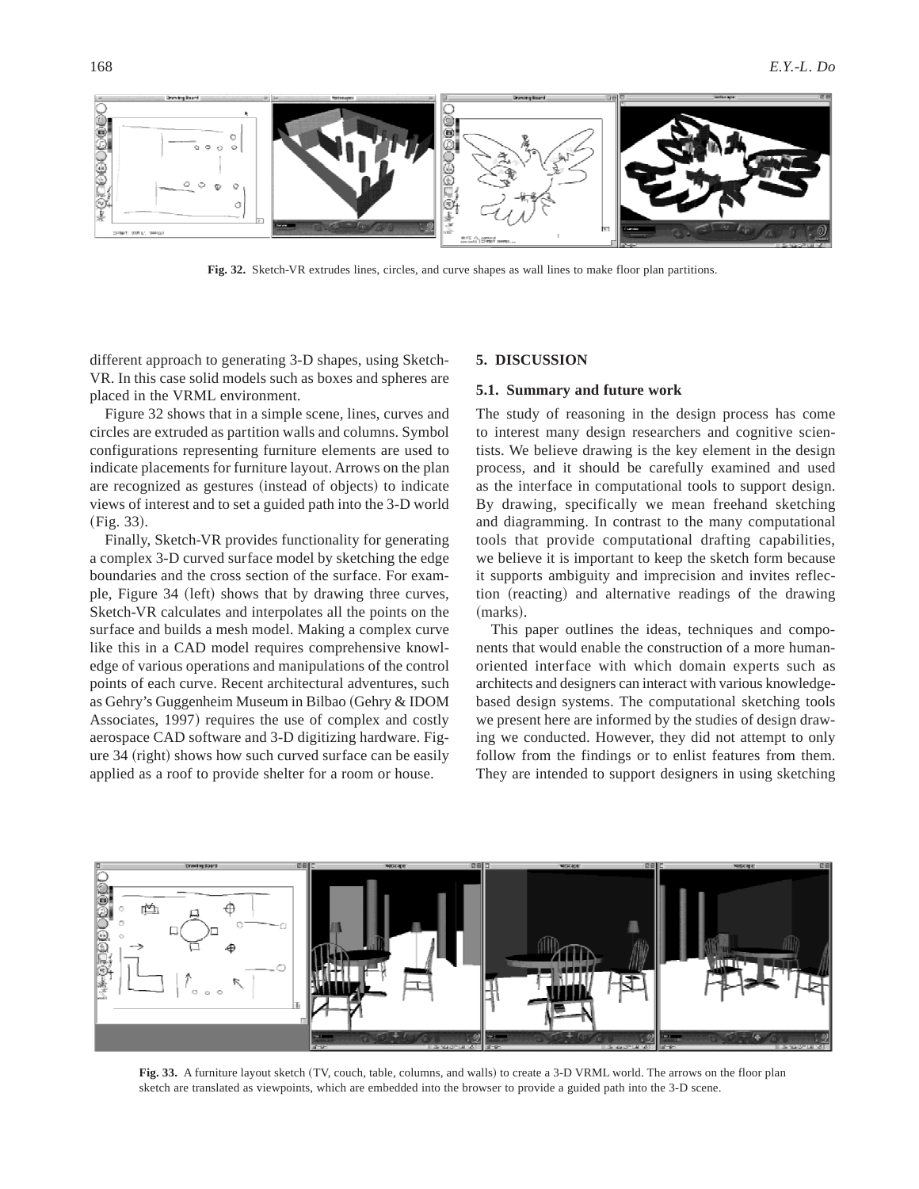**Fig. 32.** Sketch-VR extrudes lines, circles, and curve shapes as wall lines to make floor plan partitions.

different approach to generating 3-D shapes, using Sketch-VR. In this case solid models such as boxes and spheres are placed in the VRML environment.

Figure 32 shows that in a simple scene, lines, curves and circles are extruded as partition walls and columns. Symbol configurations representing furniture elements are used to indicate placements for furniture layout. Arrows on the plan are recognized as gestures (instead of objects) to indicate views of interest and to set a guided path into the 3-D world (Fig. 33).

Finally, Sketch-VR provides functionality for generating a complex 3-D curved surface model by sketching the edge boundaries and the cross section of the surface. For example, Figure 34 (left) shows that by drawing three curves, Sketch-VR calculates and interpolates all the points on the surface and builds a mesh model. Making a complex curve like this in a CAD model requires comprehensive knowledge of various operations and manipulations of the control points of each curve. Recent architectural adventures, such as Gehry's Guggenheim Museum in Bilbao (Gehry & IDOM Associates, 1997) requires the use of complex and costly aerospace CAD software and 3-D digitizing hardware. Figure 34 (right) shows how such curved surface can be easily applied as a roof to provide shelter for a room or house.

## 5. DISCUSSION

### 5.1. Summary and future work

The study of reasoning in the design process has come to interest many design researchers and cognitive scientists. We believe drawing is the key element in the design process, and it should be carefully examined and used as the interface in computational tools to support design. By drawing, specifically we mean freehand sketching and diagramming. In contrast to the many computational tools that provide computational drafting capabilities, we believe it is important to keep the sketch form because it supports ambiguity and imprecision and invites reflection (reacting) and alternative readings of the drawing (marks).

This paper outlines the ideas, techniques and components that would enable the construction of a more human-oriented interface with which domain experts such as architects and designers can interact with various knowledge-based design systems. The computational sketching tools we present here are informed by the studies of design drawing we conducted. However, they did not attempt to only follow from the findings or to enlist features from them. They are intended to support designers in using sketching

**Fig. 33.** A furniture layout sketch (TV, couch, table, columns, and walls) to create a 3-D VRML world. The arrows on the floor plan sketch are translated as viewpoints, which are embedded into the browser to provide a guided path into the 3-D scene.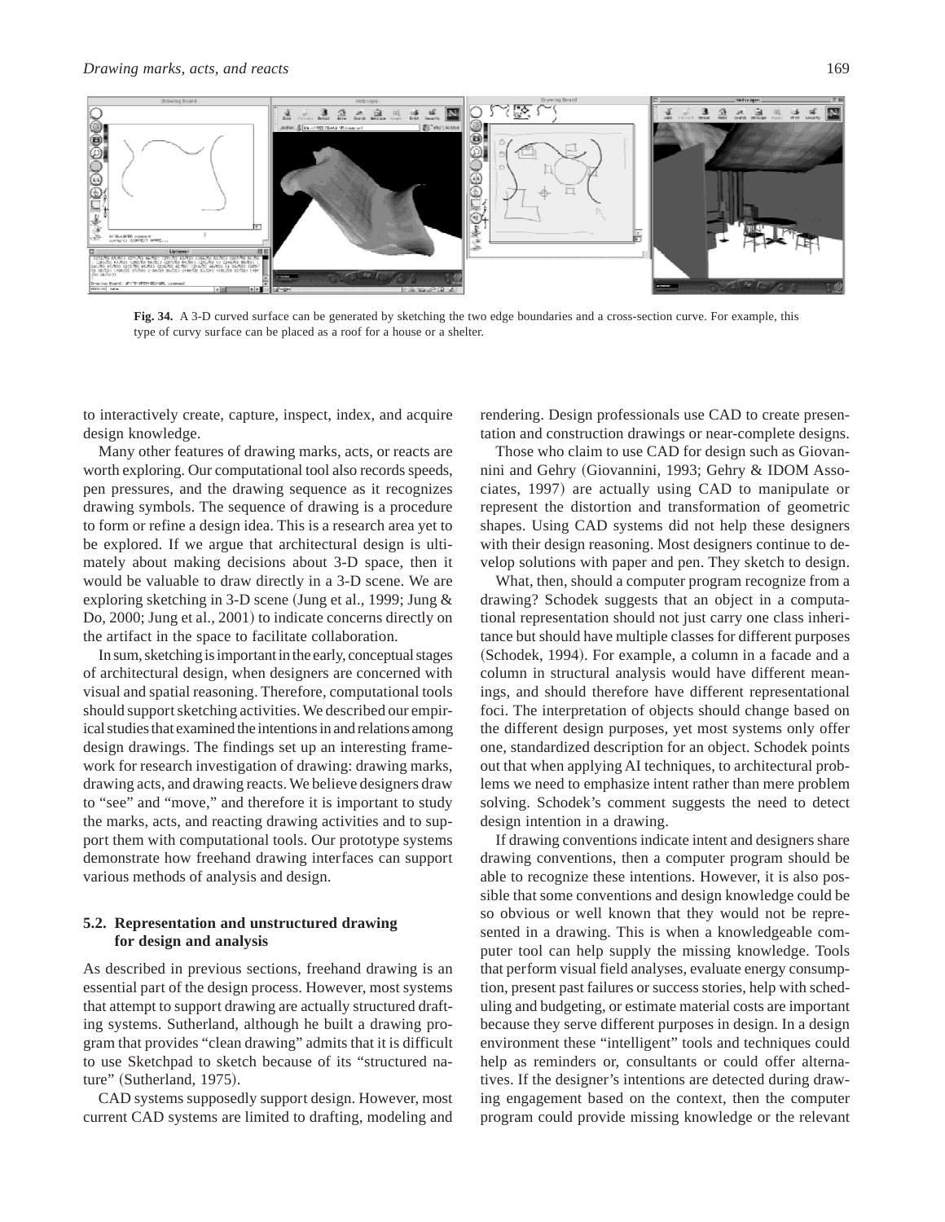**Fig. 34.** A 3-D curved surface can be generated by sketching the two edge boundaries and a cross-section curve. For example, this type of curvy surface can be placed as a roof for a house or a shelter.

to interactively create, capture, inspect, index, and acquire design knowledge.

Many other features of drawing marks, acts, or reacts are worth exploring. Our computational tool also records speeds, pen pressures, and the drawing sequence as it recognizes drawing symbols. The sequence of drawing is a procedure to form or refine a design idea. This is a research area yet to be explored. If we argue that architectural design is ultimately about making decisions about 3-D space, then it would be valuable to draw directly in a 3-D scene. We are exploring sketching in 3-D scene (Jung et al., 1999; Jung & Do, 2000; Jung et al., 2001) to indicate concerns directly on the artifact in the space to facilitate collaboration.

In sum, sketching is important in the early, conceptual stages of architectural design, when designers are concerned with visual and spatial reasoning. Therefore, computational tools should support sketching activities. We described our empirical studies that examined the intentions in and relations among design drawings. The findings set up an interesting framework for research investigation of drawing: drawing marks, drawing acts, and drawing reacts. We believe designers draw to "see" and "move," and therefore it is important to study the marks, acts, and reacting drawing activities and to support them with computational tools. Our prototype systems demonstrate how freehand drawing interfaces can support various methods of analysis and design.

### 5.2. Representation and unstructured drawing for design and analysis

As described in previous sections, freehand drawing is an essential part of the design process. However, most systems that attempt to support drawing are actually structured drafting systems. Sutherland, although he built a drawing program that provides "clean drawing" admits that it is difficult to use Sketchpad to sketch because of its "structured nature" (Sutherland, 1975).

CAD systems supposedly support design. However, most current CAD systems are limited to drafting, modeling and rendering. Design professionals use CAD to create presentation and construction drawings or near-complete designs.

Those who claim to use CAD for design such as Giovannini and Gehry (Giovannini, 1993; Gehry & IDOM Associates, 1997) are actually using CAD to manipulate or represent the distortion and transformation of geometric shapes. Using CAD systems did not help these designers with their design reasoning. Most designers continue to develop solutions with paper and pen. They sketch to design.

What, then, should a computer program recognize from a drawing? Schodek suggests that an object in a computational representation should not just carry one class inheritance but should have multiple classes for different purposes (Schodek, 1994). For example, a column in a facade and a column in structural analysis would have different meanings, and should therefore have different representational foci. The interpretation of objects should change based on the different design purposes, yet most systems only offer one, standardized description for an object. Schodek points out that when applying AI techniques, to architectural problems we need to emphasize intent rather than mere problem solving. Schodek's comment suggests the need to detect design intention in a drawing.

If drawing conventions indicate intent and designers share drawing conventions, then a computer program should be able to recognize these intentions. However, it is also possible that some conventions and design knowledge could be so obvious or well known that they would not be represented in a drawing. This is when a knowledgeable computer tool can help supply the missing knowledge. Tools that perform visual field analyses, evaluate energy consumption, present past failures or success stories, help with scheduling and budgeting, or estimate material costs are important because they serve different purposes in design. In a design environment these "intelligent" tools and techniques could help as reminders or, consultants or could offer alternatives. If the designer's intentions are detected during drawing engagement based on the context, then the computer program could provide missing knowledge or the relevant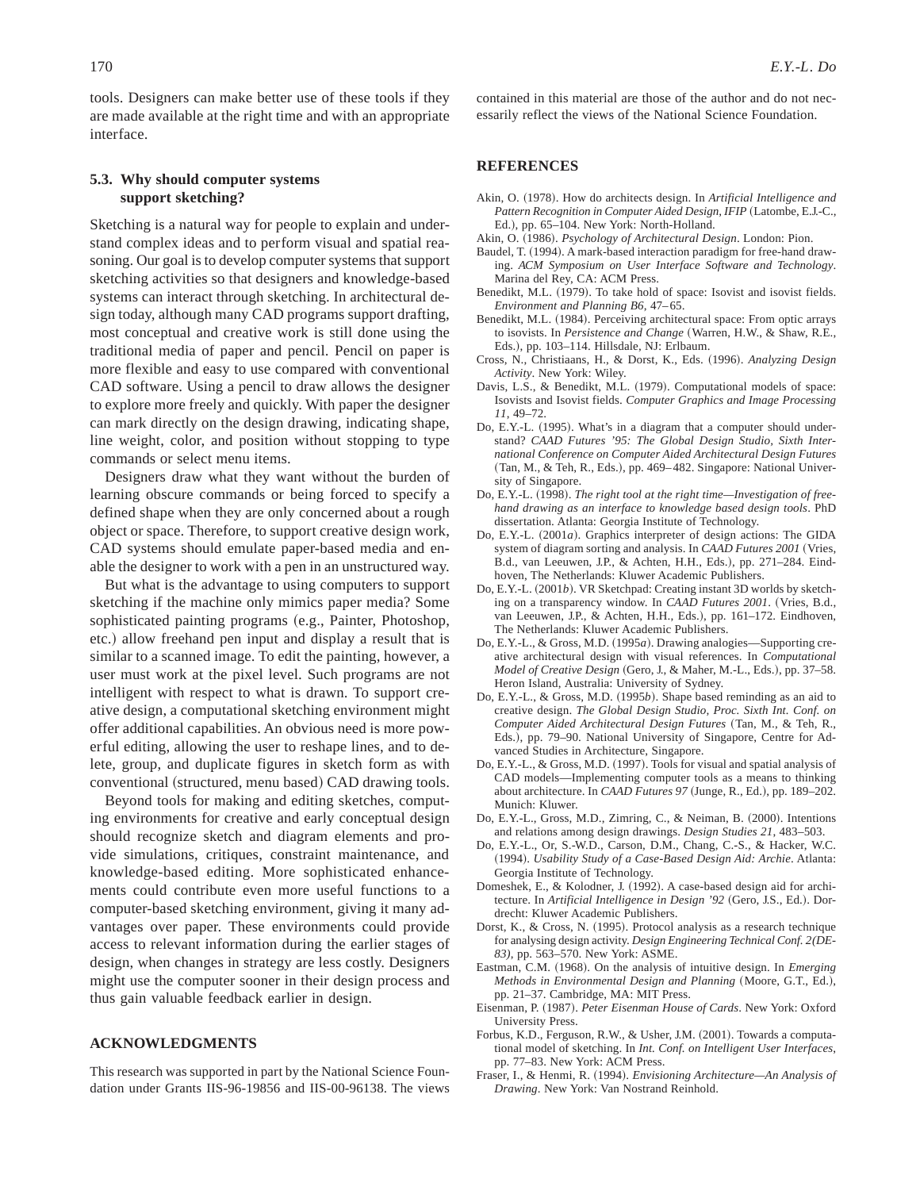tools. Designers can make better use of these tools if they are made available at the right time and with an appropriate interface.

### 5.3. Why should computer systems support sketching?

Sketching is a natural way for people to explain and understand complex ideas and to perform visual and spatial reasoning. Our goal is to develop computer systems that support sketching activities so that designers and knowledge-based systems can interact through sketching. In architectural design today, although many CAD programs support drafting, most conceptual and creative work is still done using the traditional media of paper and pencil. Pencil on paper is more flexible and easy to use compared with conventional CAD software. Using a pencil to draw allows the designer to explore more freely and quickly. With paper the designer can mark directly on the design drawing, indicating shape, line weight, color, and position without stopping to type commands or select menu items.

Designers draw what they want without the burden of learning obscure commands or being forced to specify a defined shape when they are only concerned about a rough object or space. Therefore, to support creative design work, CAD systems should emulate paper-based media and enable the designer to work with a pen in an unstructured way.

But what is the advantage to using computers to support sketching if the machine only mimics paper media? Some sophisticated painting programs (e.g., Painter, Photoshop, etc.) allow freehand pen input and display a result that is similar to a scanned image. To edit the painting, however, a user must work at the pixel level. Such programs are not intelligent with respect to what is drawn. To support creative design, a computational sketching environment might offer additional capabilities. An obvious need is more powerful editing, allowing the user to reshape lines, and to delete, group, and duplicate figures in sketch form as with conventional (structured, menu based) CAD drawing tools.

Beyond tools for making and editing sketches, computing environments for creative and early conceptual design should recognize sketch and diagram elements and provide simulations, critiques, constraint maintenance, and knowledge-based editing. More sophisticated enhancements could contribute even more useful functions to a computer-based sketching environment, giving it many advantages over paper. These environments could provide access to relevant information during the earlier stages of design, when changes in strategy are less costly. Designers might use the computer sooner in their design process and thus gain valuable feedback earlier in design.

## ACKNOWLEDGMENTS

This research was supported in part by the National Science Foundation under Grants IIS-96-19856 and IIS-00-96138. The views contained in this material are those of the author and do not necessarily reflect the views of the National Science Foundation.

## REFERENCES

Akin, O. (1978). How do architects design. In *Artificial Intelligence and Pattern Recognition in Computer Aided Design, IFIP* (Latombe, E.J.-C., Ed.), pp. 65–104. New York: North-Holland.

Akin, O. (1986). *Psychology of Architectural Design*. London: Pion.

Baudel, T. (1994). A mark-based interaction paradigm for free-hand drawing. *ACM Symposium on User Interface Software and Technology*. Marina del Rey, CA: ACM Press.

Benedikt, M.L. (1979). To take hold of space: Isovist and isovist fields. *Environment and Planning B6*, 47–65.

Benedikt, M.L. (1984). Perceiving architectural space: From optic arrays to isovists. In *Persistence and Change* (Warren, H.W., & Shaw, R.E., Eds.), pp. 103–114. Hillsdale, NJ: Erlbaum.

Cross, N., Christiaans, H., & Dorst, K., Eds. (1996). *Analyzing Design Activity*. New York: Wiley.

Davis, L.S., & Benedikt, M.L. (1979). Computational models of space: Isovists and Isovist fields. *Computer Graphics and Image Processing 11*, 49–72.

Do, E.Y.-L. (1995). What's in a diagram that a computer should understand? *CAAD Futures '95: The Global Design Studio, Sixth International Conference on Computer Aided Architectural Design Futures* (Tan, M., & Teh, R., Eds.), pp. 469–482. Singapore: National University of Singapore.

Do, E.Y.-L. (1998). *The right tool at the right time—Investigation of freehand drawing as an interface to knowledge based design tools*. PhD dissertation. Atlanta: Georgia Institute of Technology.

Do, E.Y.-L. (2001*a*). Graphics interpreter of design actions: The GIDA system of diagram sorting and analysis. In *CAAD Futures 2001* (Vries, B.d., van Leeuwen, J.P., & Achten, H.H., Eds.), pp. 271–284. Eindhoven, The Netherlands: Kluwer Academic Publishers.

Do, E.Y.-L. (2001*b*). VR Sketchpad: Creating instant 3D worlds by sketching on a transparency window. In *CAAD Futures 2001*. (Vries, B.d., van Leeuwen, J.P., & Achten, H.H., Eds.), pp. 161–172. Eindhoven, The Netherlands: Kluwer Academic Publishers.

Do, E.Y.-L., & Gross, M.D. (1995*a*). Drawing analogies—Supporting creative architectural design with visual references. In *Computational Model of Creative Design* (Gero, J., & Maher, M.-L., Eds.), pp. 37–58. Heron Island, Australia: University of Sydney.

Do, E.Y.-L., & Gross, M.D. (1995*b*). Shape based reminding as an aid to creative design. *The Global Design Studio, Proc. Sixth Int. Conf. on Computer Aided Architectural Design Futures* (Tan, M., & Teh, R., Eds.), pp. 79–90. National University of Singapore, Centre for Advanced Studies in Architecture, Singapore.

Do, E.Y.-L., & Gross, M.D. (1997). Tools for visual and spatial analysis of CAD models—Implementing computer tools as a means to thinking about architecture. In *CAAD Futures 97* (Junge, R., Ed.), pp. 189–202. Munich: Kluwer.

Do, E.Y.-L., Gross, M.D., Zimring, C., & Neiman, B. (2000). Intentions and relations among design drawings. *Design Studies 21*, 483–503.

Do, E.Y.-L., Or, S.-W.D., Carson, D.M., Chang, C.-S., & Hacker, W.C. (1994). *Usability Study of a Case-Based Design Aid: Archie*. Atlanta: Georgia Institute of Technology.

Domeshek, E., & Kolodner, J. (1992). A case-based design aid for architecture. In *Artificial Intelligence in Design '92* (Gero, J.S., Ed.). Dordrecht: Kluwer Academic Publishers.

Dorst, K., & Cross, N. (1995). Protocol analysis as a research technique for analysing design activity. *Design Engineering Technical Conf. 2(DE-83)*, pp. 563–570. New York: ASME.

Eastman, C.M. (1968). On the analysis of intuitive design. In *Emerging Methods in Environmental Design and Planning* (Moore, G.T., Ed.), pp. 21–37. Cambridge, MA: MIT Press.

Eisenman, P. (1987). *Peter Eisenman House of Cards*. New York: Oxford University Press.

Forbus, K.D., Ferguson, R.W., & Usher, J.M. (2001). Towards a computational model of sketching. In *Int. Conf. on Intelligent User Interfaces*, pp. 77–83. New York: ACM Press.

Fraser, I., & Henmi, R. (1994). *Envisioning Architecture—An Analysis of Drawing*. New York: Van Nostrand Reinhold.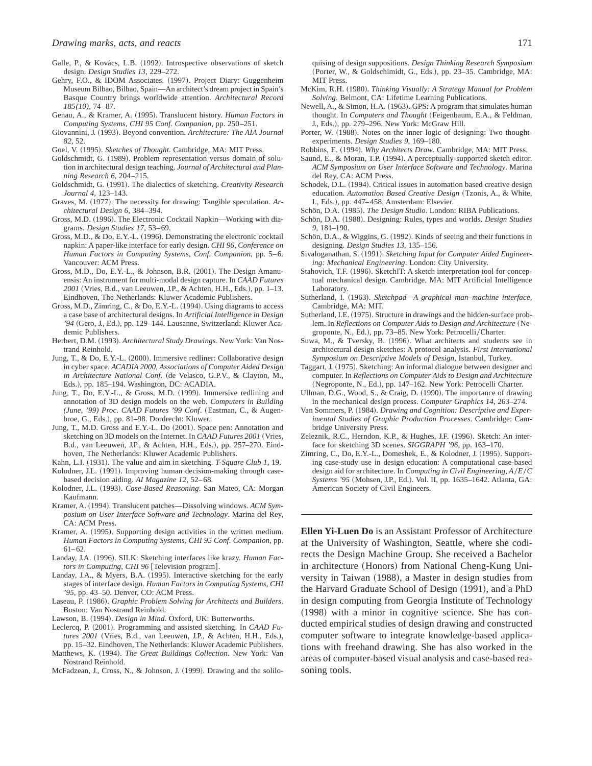Galle, P., & Kovács, L.B. (1992). Introspective observations of sketch design. *Design Studies 13*, 229–272.

Gehry, F.O., & IDOM Associates. (1997). Project Diary: Guggenheim Museum Bilbao, Bilbao, Spain—An architect's dream project in Spain's Basque Country brings worldwide attention. *Architectural Record 185(10)*, 74–87.

Genau, A., & Kramer, A. (1995). Translucent history. *Human Factors in Computing Systems, CHI 95 Conf. Companion*, pp. 250–251.

Giovannini, J. (1993). Beyond convention. *Architecture: The AIA Journal 82*, 52.

Goel, V. (1995). *Sketches of Thought*. Cambridge, MA: MIT Press.

Goldschmidt, G. (1989). Problem representation versus domain of solution in architectural design teaching. *Journal of Architectural and Planning Research 6*, 204–215.

Goldschmidt, G. (1991). The dialectics of sketching. *Creativity Research Journal 4*, 123–143.

Graves, M. (1977). The necessity for drawing: Tangible speculation. *Architectural Design 6*, 384–394.

Gross, M.D. (1996). The Electronic Cocktail Napkin—Working with diagrams. *Design Studies 17*, 53–69.

Gross, M.D., & Do, E.Y.-L. (1996). Demonstrating the electronic cocktail napkin: A paper-like interface for early design. *CHI 96, Conference on Human Factors in Computing Systems, Conf. Companion*, pp. 5–6. Vancouver: ACM Press.

Gross, M.D., Do, E.Y.-L., & Johnson, B.R. (2001). The Design Amanuensis: An instrument for multi-modal design capture. In *CAAD Futures 2001* (Vries, B.d., van Leeuwen, J.P., & Achten, H.H., Eds.), pp. 1–13. Eindhoven, The Netherlands: Kluwer Academic Publishers.

Gross, M.D., Zimring, C., & Do, E.Y.-L. (1994). Using diagrams to access a case base of architectural designs. In *Artificial Intelligence in Design '94* (Gero, J., Ed.), pp. 129–144. Lausanne, Switzerland: Kluwer Academic Publishers.

Herbert, D.M. (1993). *Architectural Study Drawings*. New York: Van Nostrand Reinhold.

Jung, T., & Do, E.Y.-L. (2000). Immersive redliner: Collaborative design in cyber space. *ACADIA 2000, Associations of Computer Aided Design in Architecture National Conf*. (de Velasco, G.P.V., & Clayton, M., Eds.), pp. 185–194. Washington, DC: ACADIA.

Jung, T., Do, E.Y.-L., & Gross, M.D. (1999). Immersive redlining and annotation of 3D design models on the web. *Computers in Building (June, '99) Proc. CAAD Futures '99 Conf*. (Eastman, C., & Augenbroe, G., Eds.), pp. 81–98. Dordrecht: Kluwer.

Jung, T., M.D. Gross and E.Y.-L. Do (2001). Space pen: Annotation and sketching on 3D models on the Internet. In *CAAD Futures 2001* (Vries, B.d., van Leeuwen, J.P., & Achten, H.H., Eds.), pp. 257–270. Eindhoven, The Netherlands: Kluwer Academic Publishers.

Kahn, L.I. (1931). The value and aim in sketching. *T-Square Club 1*, 19.

Kolodner, J.L. (1991). Improving human decision-making through case-based decision aiding. *AI Magazine 12*, 52–68.

Kolodner, J.L. (1993). *Case-Based Reasoning*. San Mateo, CA: Morgan Kaufmann.

Kramer, A. (1994). Translucent patches—Dissolving windows. *ACM Symposium on User Interface Software and Technology*. Marina del Rey, CA: ACM Press.

Kramer, A. (1995). Supporting design activities in the written medium. *Human Factors in Computing Systems, CHI 95 Conf. Companion*, pp. 61–62.

Landay, J.A. (1996). SILK: Sketching interfaces like krazy. *Human Factors in Computing, CHI 96* [Television program].

Landay, J.A., & Myers, B.A. (1995). Interactive sketching for the early stages of interface design. *Human Factors in Computing Systems, CHI '95*, pp. 43–50. Denver, CO: ACM Press.

Laseau, P. (1986). *Graphic Problem Solving for Architects and Builders*. Boston: Van Nostrand Reinhold.

Lawson, B. (1994). *Design in Mind*. Oxford, UK: Butterworths.

Leclercq, P. (2001). Programming and assisted sketching. In *CAAD Futures 2001* (Vries, B.d., van Leeuwen, J.P., & Achten, H.H., Eds.), pp. 15–32. Eindhoven, The Netherlands: Kluwer Academic Publishers.

Matthews, K. (1994). *The Great Buildings Collection*. New York: Van Nostrand Reinhold.

McFadzean, J., Cross, N., & Johnson, J. (1999). Drawing and the soliloquising of design suppositions. *Design Thinking Research Symposium* (Porter, W., & Goldschimidt, G., Eds.), pp. 23–35. Cambridge, MA: MIT Press.

McKim, R.H. (1980). *Thinking Visually: A Strategy Manual for Problem Solving*. Belmont, CA: Lifetime Learning Publications.

Newell, A., & Simon, H.A. (1963). GPS: A program that simulates human thought. In *Computers and Thought* (Feigenbaum, E.A., & Feldman, J., Eds.), pp. 279–296. New York: McGraw Hill.

Porter, W. (1988). Notes on the inner logic of designing: Two thought-experiments. *Design Studies 9*, 169–180.

Robbins, E. (1994). *Why Architects Draw*. Cambridge, MA: MIT Press.

Saund, E., & Moran, T.P. (1994). A perceptually-supported sketch editor. *ACM Symposium on User Interface Software and Technology*. Marina del Rey, CA: ACM Press.

Schodek, D.L. (1994). Critical issues in automation based creative design education. *Automation Based Creative Design* (Tzonis, A., & White, I., Eds.), pp. 447–458. Amsterdam: Elsevier.

Schön, D.A. (1985). *The Design Studio*. London: RIBA Publications.

Schön, D.A. (1988). Designing: Rules, types and worlds. *Design Studies 9*, 181–190.

Schön, D.A., & Wiggins, G. (1992). Kinds of seeing and their functions in designing. *Design Studies 13*, 135–156.

Sivaloganathan, S. (1991). *Sketching Input for Computer Aided Engineering: Mechanical Engineering*. London: City University.

Stahovich, T.F. (1996). SketchIT: A sketch interpretation tool for conceptual mechanical design. Cambridge, MA: MIT Artificial Intelligence Laboratory.

Sutherland, I. (1963). *Sketchpad—A graphical man–machine interface*, Cambridge, MA: MIT.

Sutherland, I.E. (1975). Structure in drawings and the hidden-surface problem. In *Reflections on Computer Aids to Design and Architecture* (Negroponte, N., Ed.), pp. 73–85. New York: Petrocelli/Charter.

Suwa, M., & Tversky, B. (1996). What architects and students see in architectural design sketches: A protocol analysis. *First International Symposium on Descriptive Models of Design*, Istanbul, Turkey.

Taggart, J. (1975). Sketching: An informal dialogue between designer and computer. In *Reflections on Computer Aids to Design and Architecture* (Negroponte, N., Ed.), pp. 147–162. New York: Petrocelli Charter.

Ullman, D.G., Wood, S., & Craig, D. (1990). The importance of drawing in the mechanical design process. *Computer Graphics 14*, 263–274.

Van Sommers, P. (1984). *Drawing and Cognition: Descriptive and Experimental Studies of Graphic Production Processes*. Cambridge: Cambridge University Press.

Zeleznik, R.C., Herndon, K.P., & Hughes, J.F. (1996). Sketch: An interface for sketching 3D scenes. *SIGGRAPH '96*, pp. 163–170.

Zimring, C., Do, E.Y.-L., Domeshek, E., & Kolodner, J. (1995). Supporting case-study use in design education: A computational case-based design aid for architecture. In *Computing in Civil Engineering, A/E/C Systems '95* (Mohsen, J.P., Ed.). Vol. II, pp. 1635–1642. Atlanta, GA: American Society of Civil Engineers.

---

**Ellen Yi-Luen Do** is an Assistant Professor of Architecture at the University of Washington, Seattle, where she codirects the Design Machine Group. She received a Bachelor in architecture (Honors) from National Cheng-Kung University in Taiwan (1988), a Master in design studies from the Harvard Graduate School of Design (1991), and a PhD in design computing from Georgia Institute of Technology (1998) with a minor in cognitive science. She has conducted empirical studies of design drawing and constructed computer software to integrate knowledge-based applications with freehand drawing. She has also worked in the areas of computer-based visual analysis and case-based reasoning tools.